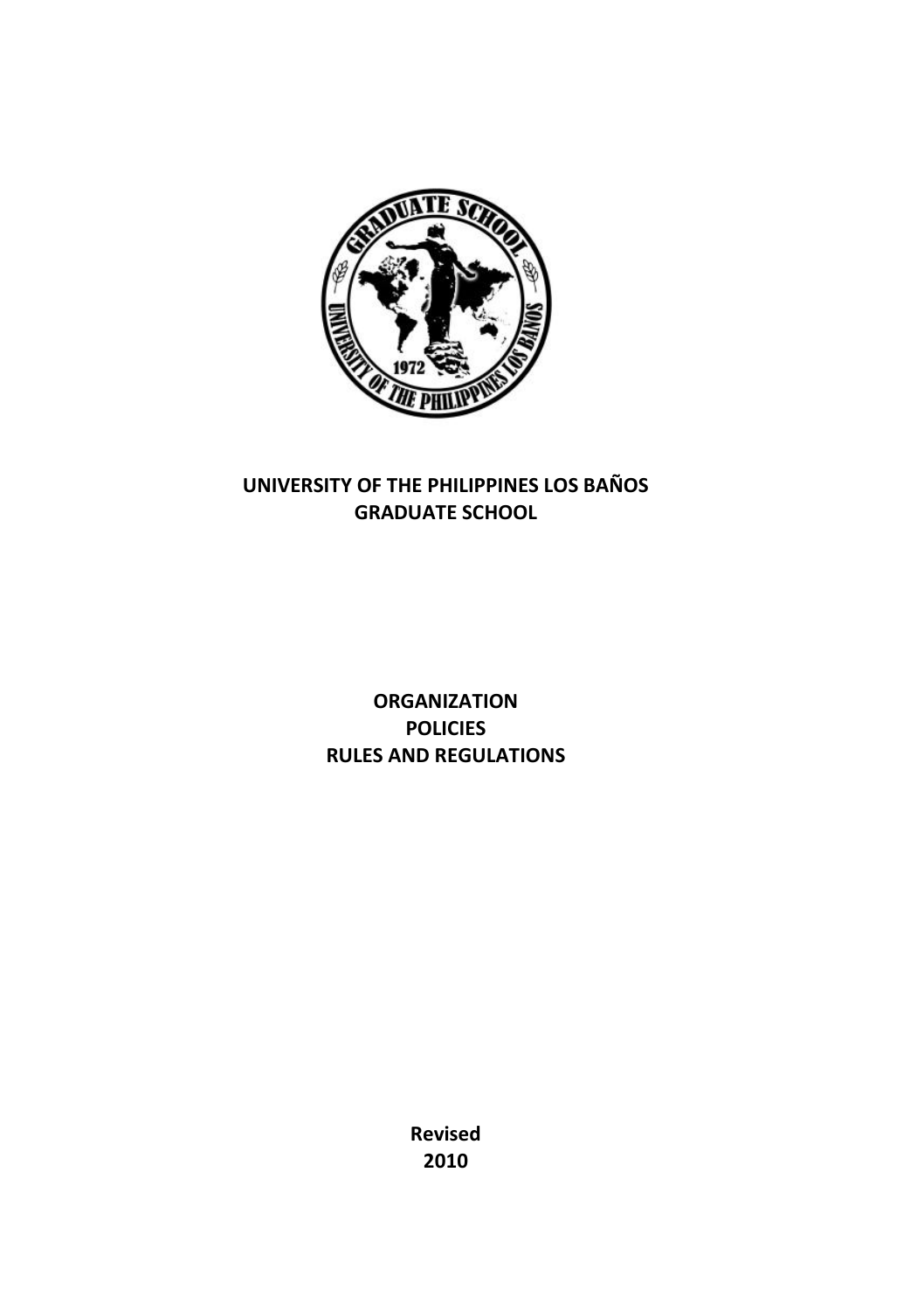# UNIVERSITY OF THE PHILIPPINES LOS BAÑOS
# GRADUATE SCHOOL

## ORGANIZATION
## POLICIES
## RULES AND REGULATIONS

**Revised**
**2010**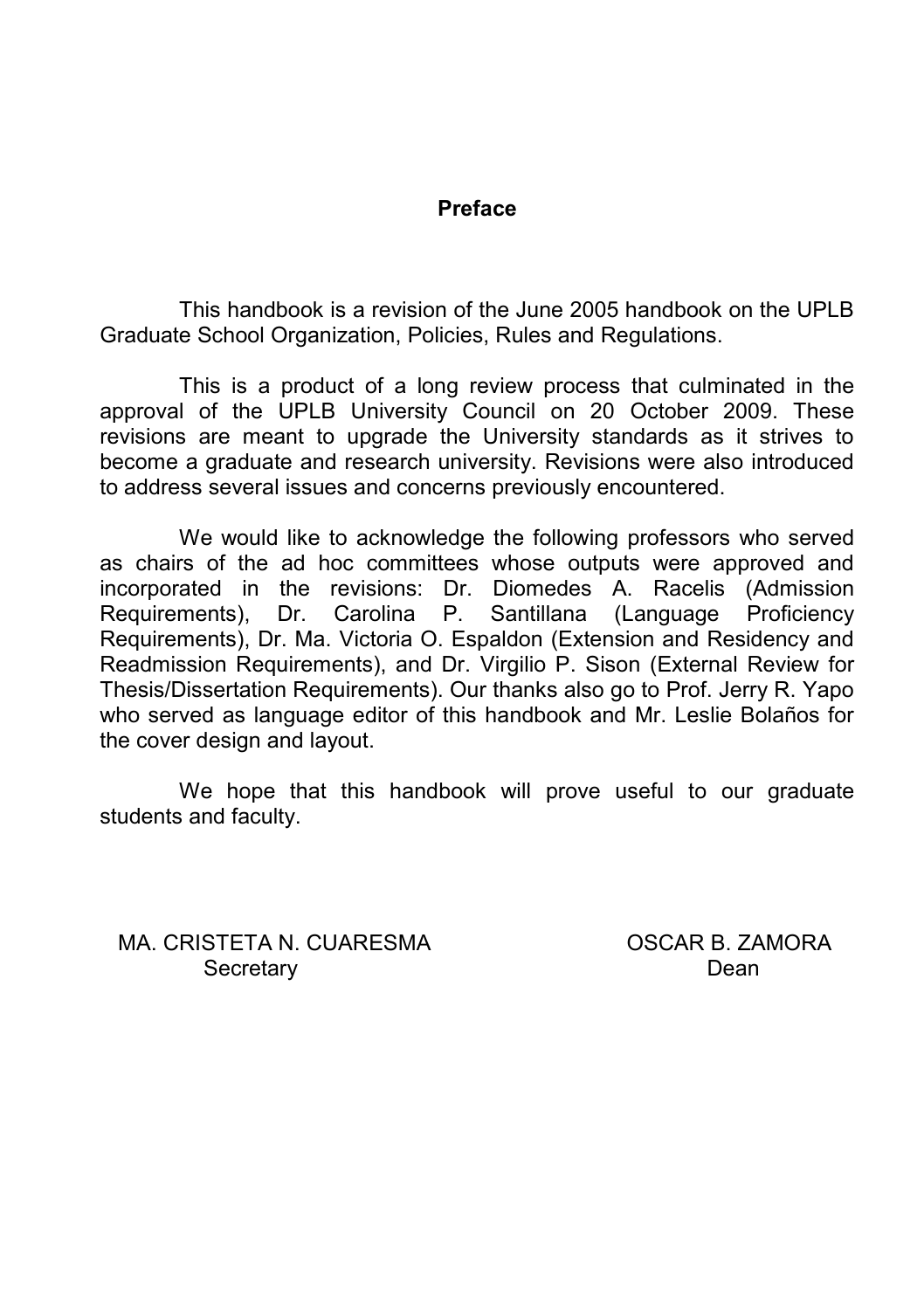## Preface

This handbook is a revision of the June 2005 handbook on the UPLB Graduate School Organization, Policies, Rules and Regulations.

This is a product of a long review process that culminated in the approval of the UPLB University Council on 20 October 2009. These revisions are meant to upgrade the University standards as it strives to become a graduate and research university. Revisions were also introduced to address several issues and concerns previously encountered.

We would like to acknowledge the following professors who served as chairs of the ad hoc committees whose outputs were approved and incorporated in the revisions: Dr. Diomedes A. Racelis (Admission Requirements), Dr. Carolina P. Santillana (Language Proficiency Requirements), Dr. Ma. Victoria O. Espaldon (Extension and Residency and Readmission Requirements), and Dr. Virgilio P. Sison (External Review for Thesis/Dissertation Requirements). Our thanks also go to Prof. Jerry R. Yapo who served as language editor of this handbook and Mr. Leslie Bolaños for the cover design and layout.

We hope that this handbook will prove useful to our graduate students and faculty.

MA. CRISTETA N. CUARESMA
Secretary

OSCAR B. ZAMORA
Dean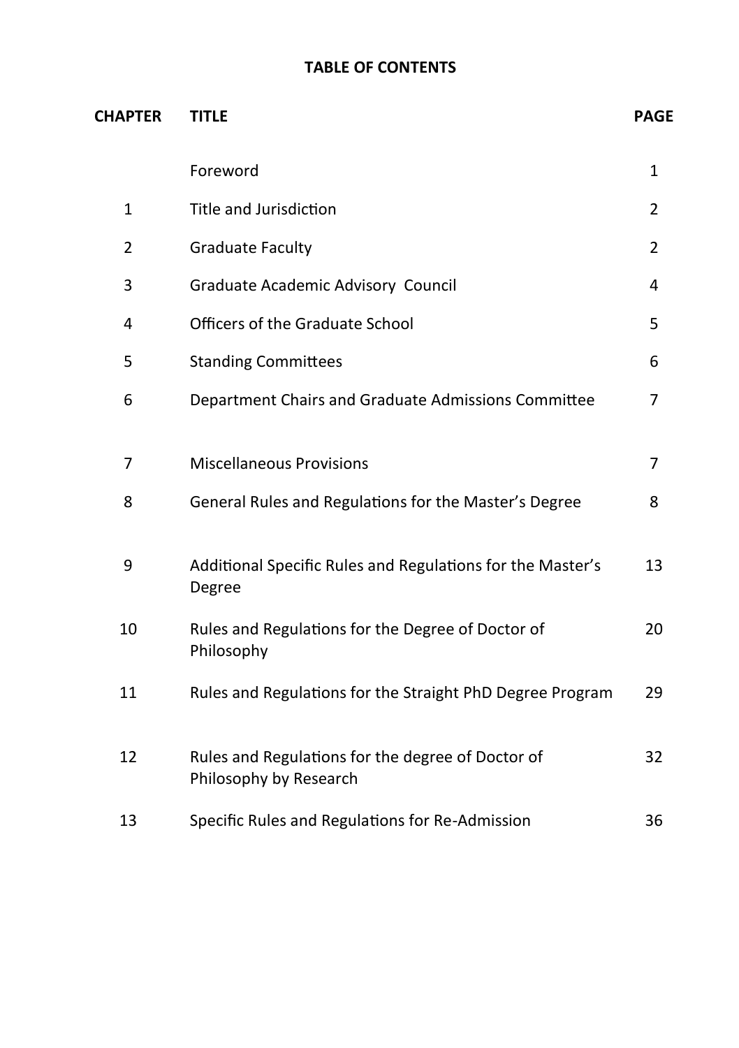# TABLE OF CONTENTS

| CHAPTER | TITLE | PAGE |
|---|---|---|
| | Foreword | 1 |
| 1 | Title and Jurisdiction | 2 |
| 2 | Graduate Faculty | 2 |
| 3 | Graduate Academic Advisory Council | 4 |
| 4 | Officers of the Graduate School | 5 |
| 5 | Standing Committees | 6 |
| 6 | Department Chairs and Graduate Admissions Committee | 7 |
| 7 | Miscellaneous Provisions | 7 |
| 8 | General Rules and Regulations for the Master's Degree | 8 |
| 9 | Additional Specific Rules and Regulations for the Master's Degree | 13 |
| 10 | Rules and Regulations for the Degree of Doctor of Philosophy | 20 |
| 11 | Rules and Regulations for the Straight PhD Degree Program | 29 |
| 12 | Rules and Regulations for the degree of Doctor of Philosophy by Research | 32 |
| 13 | Specific Rules and Regulations for Re-Admission | 36 |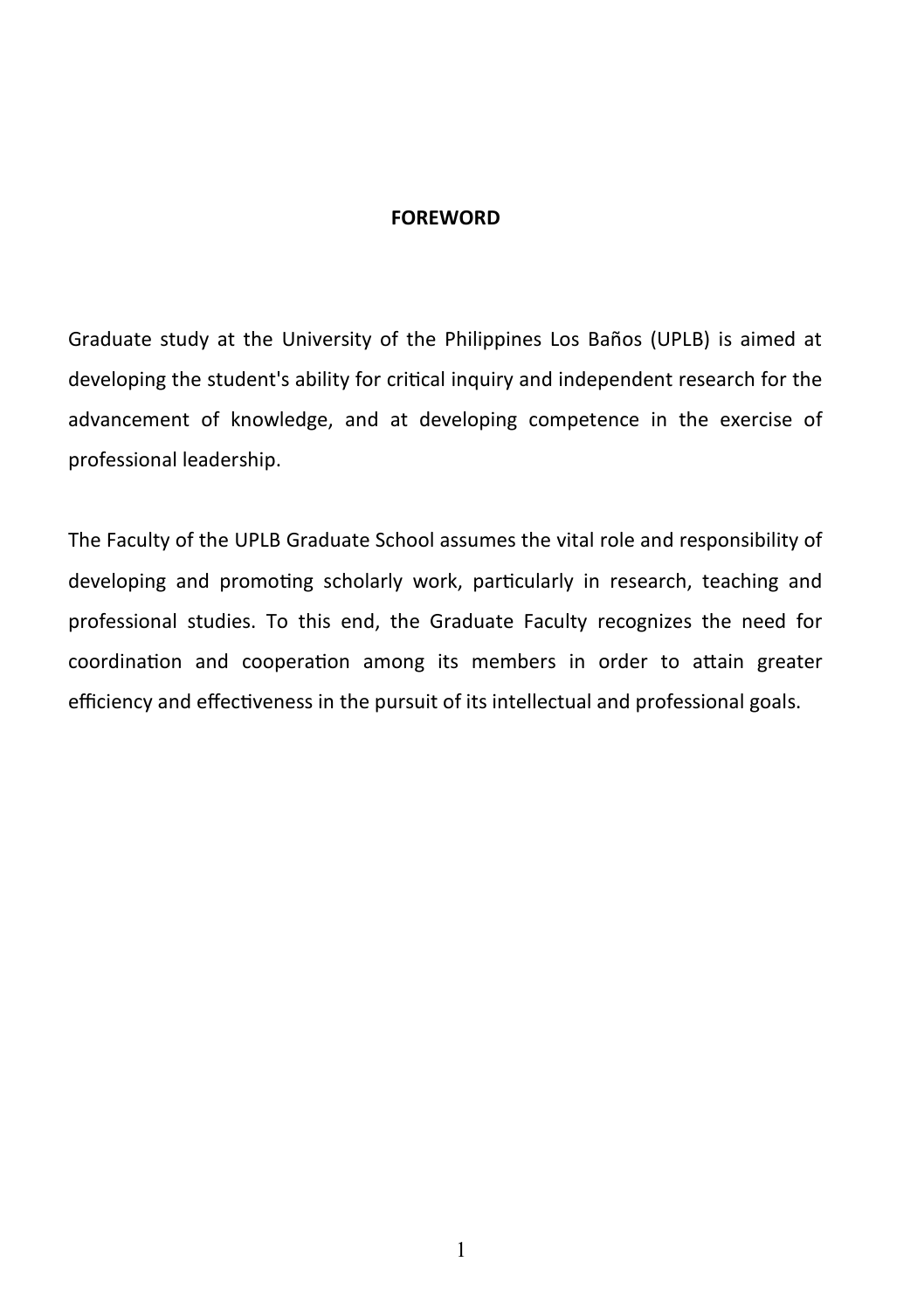# FOREWORD

Graduate study at the University of the Philippines Los Baños (UPLB) is aimed at developing the student's ability for critical inquiry and independent research for the advancement of knowledge, and at developing competence in the exercise of professional leadership.

The Faculty of the UPLB Graduate School assumes the vital role and responsibility of developing and promoting scholarly work, particularly in research, teaching and professional studies. To this end, the Graduate Faculty recognizes the need for coordination and cooperation among its members in order to attain greater efficiency and effectiveness in the pursuit of its intellectual and professional goals.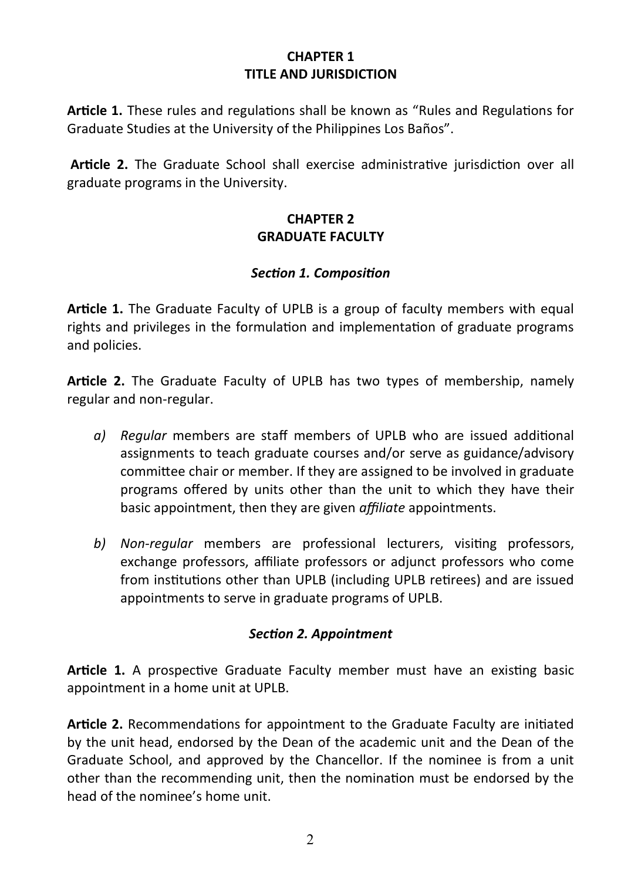## CHAPTER 1
## TITLE AND JURISDICTION

**Article 1.** These rules and regulations shall be known as "Rules and Regulations for Graduate Studies at the University of the Philippines Los Baños".

**Article 2.** The Graduate School shall exercise administrative jurisdiction over all graduate programs in the University.

## CHAPTER 2
## GRADUATE FACULTY

### *Section 1. Composition*

**Article 1.** The Graduate Faculty of UPLB is a group of faculty members with equal rights and privileges in the formulation and implementation of graduate programs and policies.

**Article 2.** The Graduate Faculty of UPLB has two types of membership, namely regular and non-regular.

*a) Regular* members are staff members of UPLB who are issued additional assignments to teach graduate courses and/or serve as guidance/advisory committee chair or member. If they are assigned to be involved in graduate programs offered by units other than the unit to which they have their basic appointment, then they are given *affiliate* appointments.

*b) Non-regular* members are professional lecturers, visiting professors, exchange professors, affiliate professors or adjunct professors who come from institutions other than UPLB (including UPLB retirees) and are issued appointments to serve in graduate programs of UPLB.

### *Section 2. Appointment*

**Article 1.** A prospective Graduate Faculty member must have an existing basic appointment in a home unit at UPLB.

**Article 2.** Recommendations for appointment to the Graduate Faculty are initiated by the unit head, endorsed by the Dean of the academic unit and the Dean of the Graduate School, and approved by the Chancellor. If the nominee is from a unit other than the recommending unit, then the nomination must be endorsed by the head of the nominee's home unit.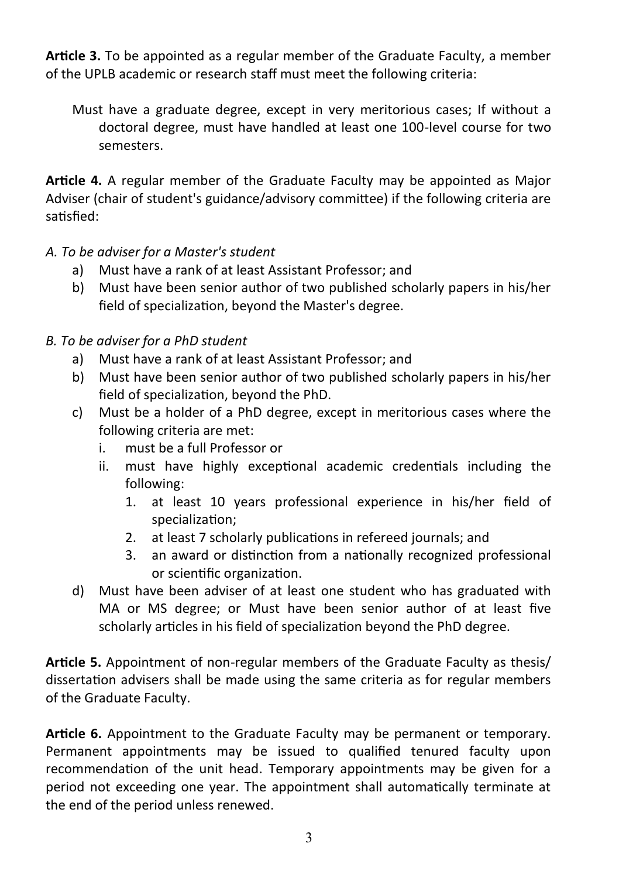**Article 3.** To be appointed as a regular member of the Graduate Faculty, a member of the UPLB academic or research staff must meet the following criteria:

Must have a graduate degree, except in very meritorious cases; If without a doctoral degree, must have handled at least one 100-level course for two semesters.

**Article 4.** A regular member of the Graduate Faculty may be appointed as Major Adviser (chair of student's guidance/advisory committee) if the following criteria are satisfied:

*A. To be adviser for a Master's student*

a) Must have a rank of at least Assistant Professor; and
b) Must have been senior author of two published scholarly papers in his/her field of specialization, beyond the Master's degree.

*B. To be adviser for a PhD student*

a) Must have a rank of at least Assistant Professor; and
b) Must have been senior author of two published scholarly papers in his/her field of specialization, beyond the PhD.
c) Must be a holder of a PhD degree, except in meritorious cases where the following criteria are met:
   i. must be a full Professor or
   ii. must have highly exceptional academic credentials including the following:
      1. at least 10 years professional experience in his/her field of specialization;
      2. at least 7 scholarly publications in refereed journals; and
      3. an award or distinction from a nationally recognized professional or scientific organization.
d) Must have been adviser of at least one student who has graduated with MA or MS degree; or Must have been senior author of at least five scholarly articles in his field of specialization beyond the PhD degree.

**Article 5.** Appointment of non-regular members of the Graduate Faculty as thesis/dissertation advisers shall be made using the same criteria as for regular members of the Graduate Faculty.

**Article 6.** Appointment to the Graduate Faculty may be permanent or temporary. Permanent appointments may be issued to qualified tenured faculty upon recommendation of the unit head. Temporary appointments may be given for a period not exceeding one year. The appointment shall automatically terminate at the end of the period unless renewed.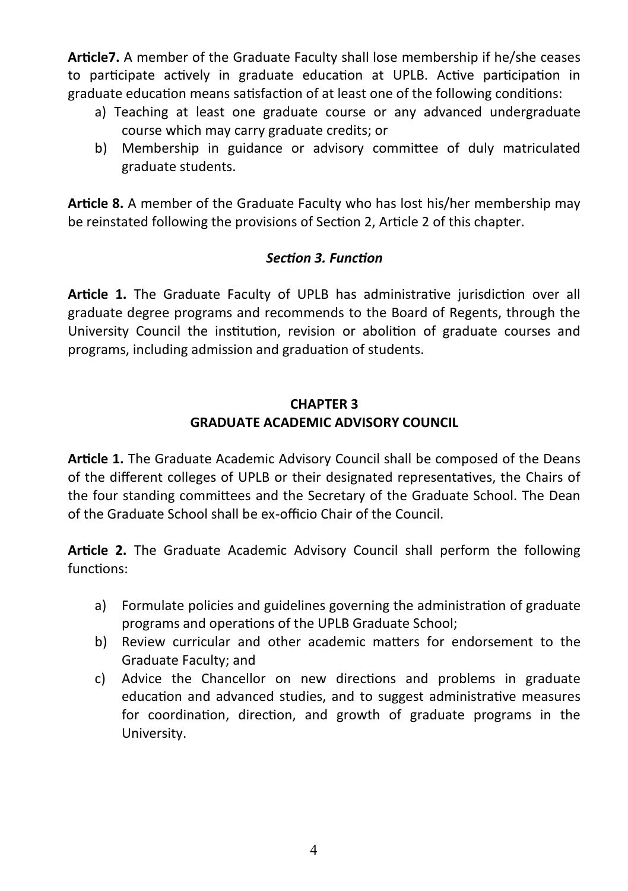**Article7.** A member of the Graduate Faculty shall lose membership if he/she ceases to participate actively in graduate education at UPLB. Active participation in graduate education means satisfaction of at least one of the following conditions:

a) Teaching at least one graduate course or any advanced undergraduate course which may carry graduate credits; or
b) Membership in guidance or advisory committee of duly matriculated graduate students.

**Article 8.** A member of the Graduate Faculty who has lost his/her membership may be reinstated following the provisions of Section 2, Article 2 of this chapter.

### *Section 3. Function*

**Article 1.** The Graduate Faculty of UPLB has administrative jurisdiction over all graduate degree programs and recommends to the Board of Regents, through the University Council the institution, revision or abolition of graduate courses and programs, including admission and graduation of students.

## CHAPTER 3
## GRADUATE ACADEMIC ADVISORY COUNCIL

**Article 1.** The Graduate Academic Advisory Council shall be composed of the Deans of the different colleges of UPLB or their designated representatives, the Chairs of the four standing committees and the Secretary of the Graduate School. The Dean of the Graduate School shall be ex-officio Chair of the Council.

**Article 2.** The Graduate Academic Advisory Council shall perform the following functions:

a) Formulate policies and guidelines governing the administration of graduate programs and operations of the UPLB Graduate School;
b) Review curricular and other academic matters for endorsement to the Graduate Faculty; and
c) Advice the Chancellor on new directions and problems in graduate education and advanced studies, and to suggest administrative measures for coordination, direction, and growth of graduate programs in the University.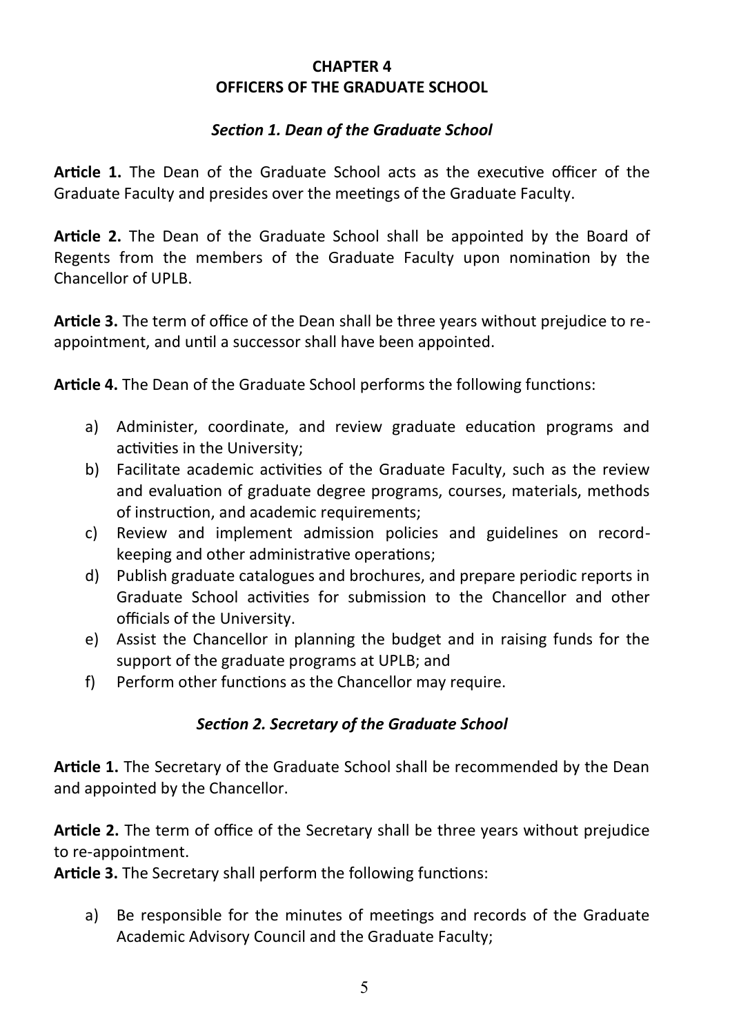# CHAPTER 4
# OFFICERS OF THE GRADUATE SCHOOL

### *Section 1. Dean of the Graduate School*

**Article 1.** The Dean of the Graduate School acts as the executive officer of the Graduate Faculty and presides over the meetings of the Graduate Faculty.

**Article 2.** The Dean of the Graduate School shall be appointed by the Board of Regents from the members of the Graduate Faculty upon nomination by the Chancellor of UPLB.

**Article 3.** The term of office of the Dean shall be three years without prejudice to re-appointment, and until a successor shall have been appointed.

**Article 4.** The Dean of the Graduate School performs the following functions:

a) Administer, coordinate, and review graduate education programs and activities in the University;
b) Facilitate academic activities of the Graduate Faculty, such as the review and evaluation of graduate degree programs, courses, materials, methods of instruction, and academic requirements;
c) Review and implement admission policies and guidelines on record-keeping and other administrative operations;
d) Publish graduate catalogues and brochures, and prepare periodic reports in Graduate School activities for submission to the Chancellor and other officials of the University.
e) Assist the Chancellor in planning the budget and in raising funds for the support of the graduate programs at UPLB; and
f) Perform other functions as the Chancellor may require.

### *Section 2. Secretary of the Graduate School*

**Article 1.** The Secretary of the Graduate School shall be recommended by the Dean and appointed by the Chancellor.

**Article 2.** The term of office of the Secretary shall be three years without prejudice to re-appointment.

**Article 3.** The Secretary shall perform the following functions:

a) Be responsible for the minutes of meetings and records of the Graduate Academic Advisory Council and the Graduate Faculty;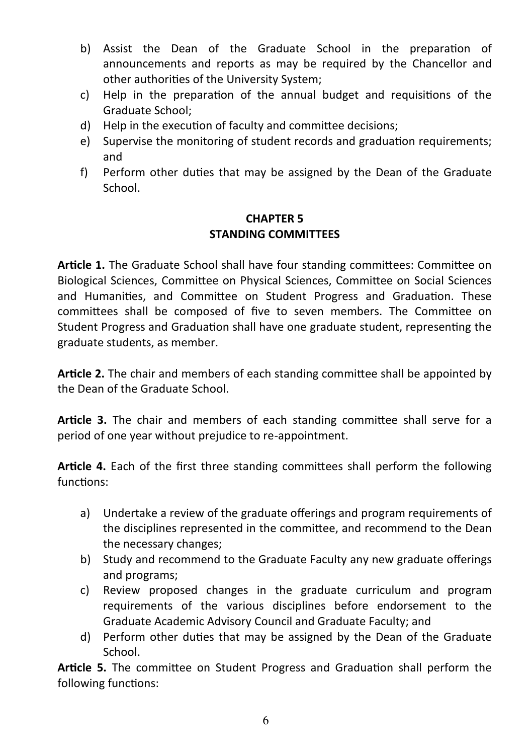b) Assist the Dean of the Graduate School in the preparation of announcements and reports as may be required by the Chancellor and other authorities of the University System;
c) Help in the preparation of the annual budget and requisitions of the Graduate School;
d) Help in the execution of faculty and committee decisions;
e) Supervise the monitoring of student records and graduation requirements; and
f) Perform other duties that may be assigned by the Dean of the Graduate School.

## CHAPTER 5
## STANDING COMMITTEES

**Article 1.** The Graduate School shall have four standing committees: Committee on Biological Sciences, Committee on Physical Sciences, Committee on Social Sciences and Humanities, and Committee on Student Progress and Graduation. These committees shall be composed of five to seven members. The Committee on Student Progress and Graduation shall have one graduate student, representing the graduate students, as member.

**Article 2.** The chair and members of each standing committee shall be appointed by the Dean of the Graduate School.

**Article 3.** The chair and members of each standing committee shall serve for a period of one year without prejudice to re-appointment.

**Article 4.** Each of the first three standing committees shall perform the following functions:

a) Undertake a review of the graduate offerings and program requirements of the disciplines represented in the committee, and recommend to the Dean the necessary changes;
b) Study and recommend to the Graduate Faculty any new graduate offerings and programs;
c) Review proposed changes in the graduate curriculum and program requirements of the various disciplines before endorsement to the Graduate Academic Advisory Council and Graduate Faculty; and
d) Perform other duties that may be assigned by the Dean of the Graduate School.

**Article 5.** The committee on Student Progress and Graduation shall perform the following functions: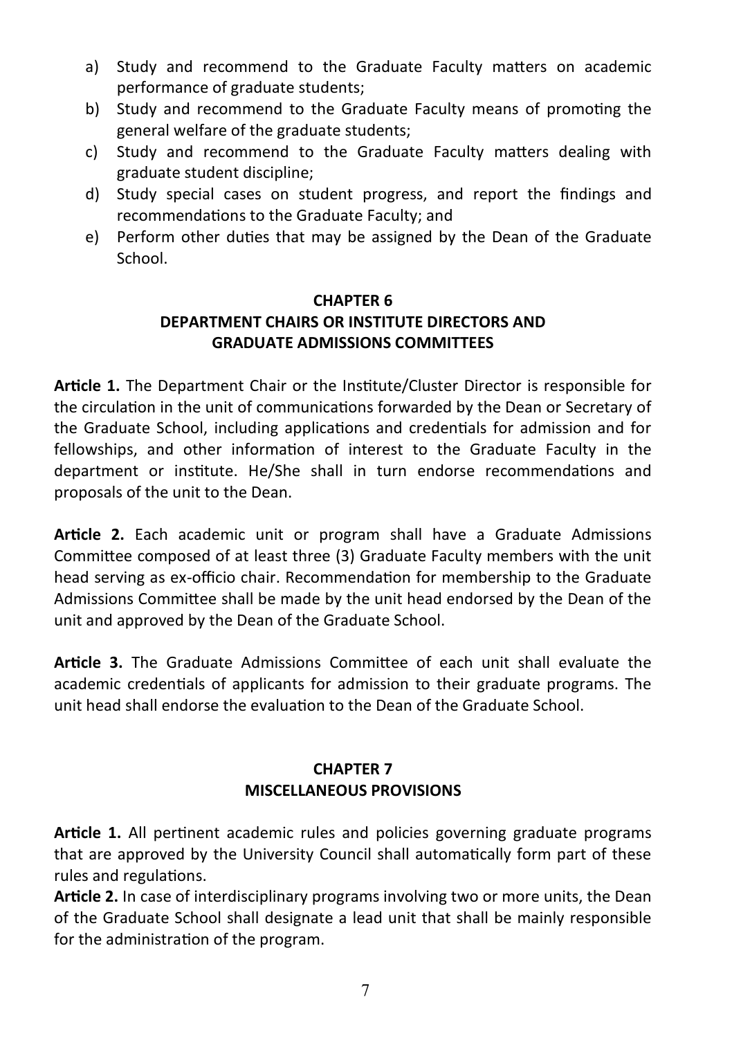a) Study and recommend to the Graduate Faculty matters on academic performance of graduate students;
b) Study and recommend to the Graduate Faculty means of promoting the general welfare of the graduate students;
c) Study and recommend to the Graduate Faculty matters dealing with graduate student discipline;
d) Study special cases on student progress, and report the findings and recommendations to the Graduate Faculty; and
e) Perform other duties that may be assigned by the Dean of the Graduate School.

## CHAPTER 6
## DEPARTMENT CHAIRS OR INSTITUTE DIRECTORS AND GRADUATE ADMISSIONS COMMITTEES

**Article 1.** The Department Chair or the Institute/Cluster Director is responsible for the circulation in the unit of communications forwarded by the Dean or Secretary of the Graduate School, including applications and credentials for admission and for fellowships, and other information of interest to the Graduate Faculty in the department or institute. He/She shall in turn endorse recommendations and proposals of the unit to the Dean.

**Article 2.** Each academic unit or program shall have a Graduate Admissions Committee composed of at least three (3) Graduate Faculty members with the unit head serving as ex-officio chair. Recommendation for membership to the Graduate Admissions Committee shall be made by the unit head endorsed by the Dean of the unit and approved by the Dean of the Graduate School.

**Article 3.** The Graduate Admissions Committee of each unit shall evaluate the academic credentials of applicants for admission to their graduate programs. The unit head shall endorse the evaluation to the Dean of the Graduate School.

## CHAPTER 7
## MISCELLANEOUS PROVISIONS

**Article 1.** All pertinent academic rules and policies governing graduate programs that are approved by the University Council shall automatically form part of these rules and regulations.

**Article 2.** In case of interdisciplinary programs involving two or more units, the Dean of the Graduate School shall designate a lead unit that shall be mainly responsible for the administration of the program.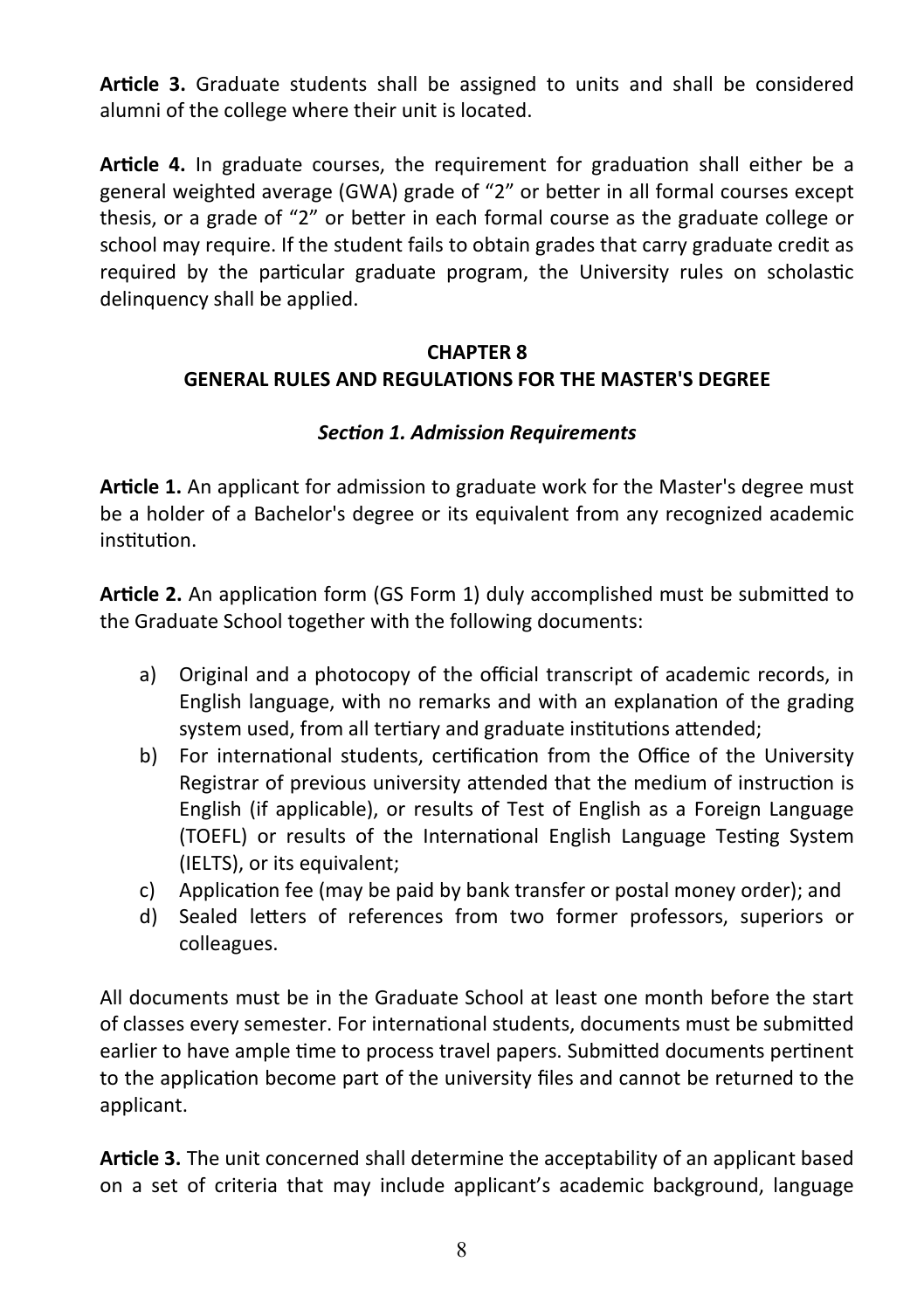**Article 3.** Graduate students shall be assigned to units and shall be considered alumni of the college where their unit is located.

**Article 4.** In graduate courses, the requirement for graduation shall either be a general weighted average (GWA) grade of "2" or better in all formal courses except thesis, or a grade of "2" or better in each formal course as the graduate college or school may require. If the student fails to obtain grades that carry graduate credit as required by the particular graduate program, the University rules on scholastic delinquency shall be applied.

## CHAPTER 8
## GENERAL RULES AND REGULATIONS FOR THE MASTER'S DEGREE

### *Section 1. Admission Requirements*

**Article 1.** An applicant for admission to graduate work for the Master's degree must be a holder of a Bachelor's degree or its equivalent from any recognized academic institution.

**Article 2.** An application form (GS Form 1) duly accomplished must be submitted to the Graduate School together with the following documents:

a) Original and a photocopy of the official transcript of academic records, in English language, with no remarks and with an explanation of the grading system used, from all tertiary and graduate institutions attended;
b) For international students, certification from the Office of the University Registrar of previous university attended that the medium of instruction is English (if applicable), or results of Test of English as a Foreign Language (TOEFL) or results of the International English Language Testing System (IELTS), or its equivalent;
c) Application fee (may be paid by bank transfer or postal money order); and
d) Sealed letters of references from two former professors, superiors or colleagues.

All documents must be in the Graduate School at least one month before the start of classes every semester. For international students, documents must be submitted earlier to have ample time to process travel papers. Submitted documents pertinent to the application become part of the university files and cannot be returned to the applicant.

**Article 3.** The unit concerned shall determine the acceptability of an applicant based on a set of criteria that may include applicant's academic background, language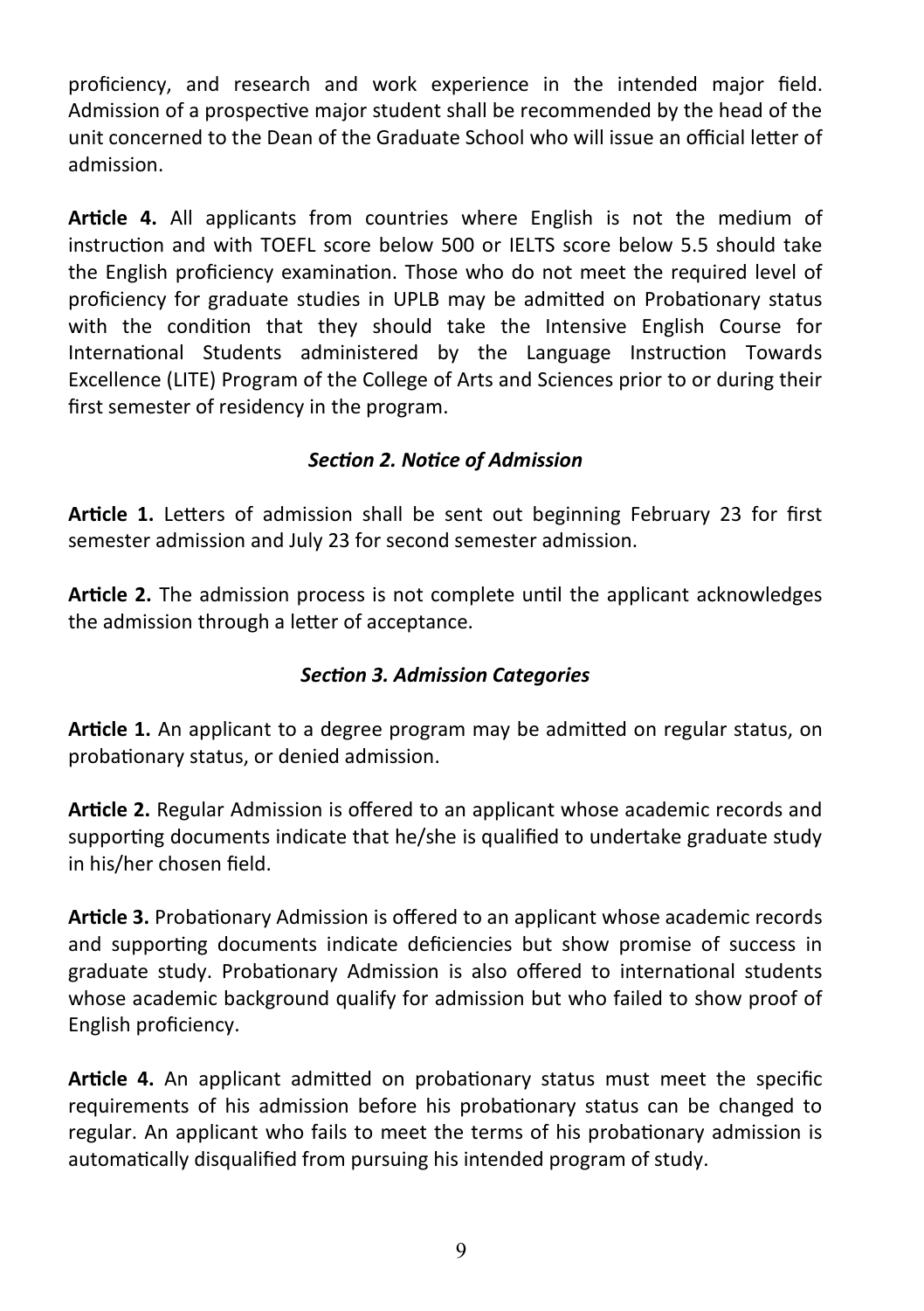proficiency, and research and work experience in the intended major field. Admission of a prospective major student shall be recommended by the head of the unit concerned to the Dean of the Graduate School who will issue an official letter of admission.

**Article 4.** All applicants from countries where English is not the medium of instruction and with TOEFL score below 500 or IELTS score below 5.5 should take the English proficiency examination. Those who do not meet the required level of proficiency for graduate studies in UPLB may be admitted on Probationary status with the condition that they should take the Intensive English Course for International Students administered by the Language Instruction Towards Excellence (LITE) Program of the College of Arts and Sciences prior to or during their first semester of residency in the program.

### *Section 2. Notice of Admission*

**Article 1.** Letters of admission shall be sent out beginning February 23 for first semester admission and July 23 for second semester admission.

**Article 2.** The admission process is not complete until the applicant acknowledges the admission through a letter of acceptance.

### *Section 3. Admission Categories*

**Article 1.** An applicant to a degree program may be admitted on regular status, on probationary status, or denied admission.

**Article 2.** Regular Admission is offered to an applicant whose academic records and supporting documents indicate that he/she is qualified to undertake graduate study in his/her chosen field.

**Article 3.** Probationary Admission is offered to an applicant whose academic records and supporting documents indicate deficiencies but show promise of success in graduate study. Probationary Admission is also offered to international students whose academic background qualify for admission but who failed to show proof of English proficiency.

**Article 4.** An applicant admitted on probationary status must meet the specific requirements of his admission before his probationary status can be changed to regular. An applicant who fails to meet the terms of his probationary admission is automatically disqualified from pursuing his intended program of study.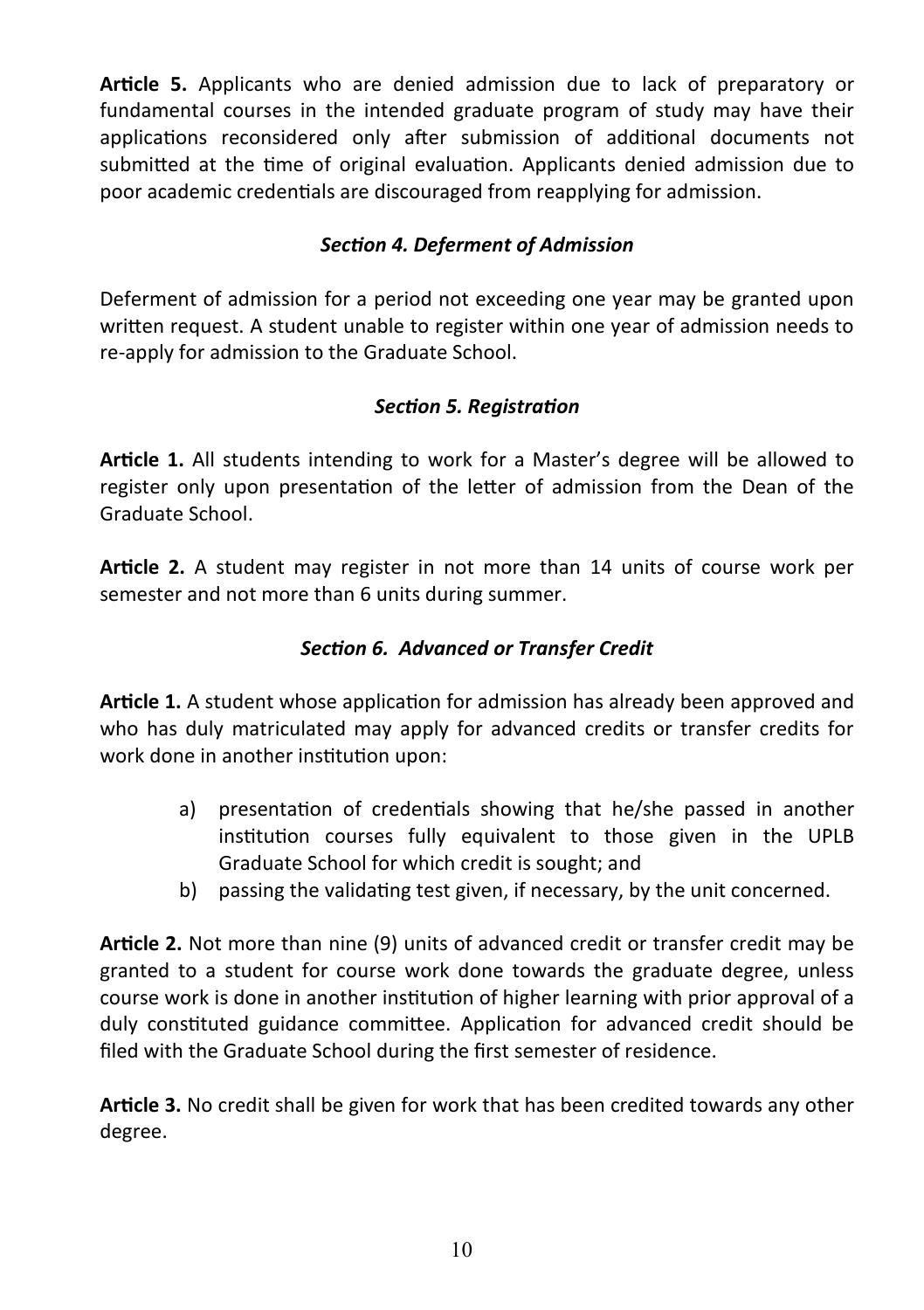**Article 5.** Applicants who are denied admission due to lack of preparatory or fundamental courses in the intended graduate program of study may have their applications reconsidered only after submission of additional documents not submitted at the time of original evaluation. Applicants denied admission due to poor academic credentials are discouraged from reapplying for admission.

### *Section 4. Deferment of Admission*

Deferment of admission for a period not exceeding one year may be granted upon written request. A student unable to register within one year of admission needs to re-apply for admission to the Graduate School.

### *Section 5. Registration*

**Article 1.** All students intending to work for a Master's degree will be allowed to register only upon presentation of the letter of admission from the Dean of the Graduate School.

**Article 2.** A student may register in not more than 14 units of course work per semester and not more than 6 units during summer.

### *Section 6. Advanced or Transfer Credit*

**Article 1.** A student whose application for admission has already been approved and who has duly matriculated may apply for advanced credits or transfer credits for work done in another institution upon:

a) presentation of credentials showing that he/she passed in another institution courses fully equivalent to those given in the UPLB Graduate School for which credit is sought; and
b) passing the validating test given, if necessary, by the unit concerned.

**Article 2.** Not more than nine (9) units of advanced credit or transfer credit may be granted to a student for course work done towards the graduate degree, unless course work is done in another institution of higher learning with prior approval of a duly constituted guidance committee. Application for advanced credit should be filed with the Graduate School during the first semester of residence.

**Article 3.** No credit shall be given for work that has been credited towards any other degree.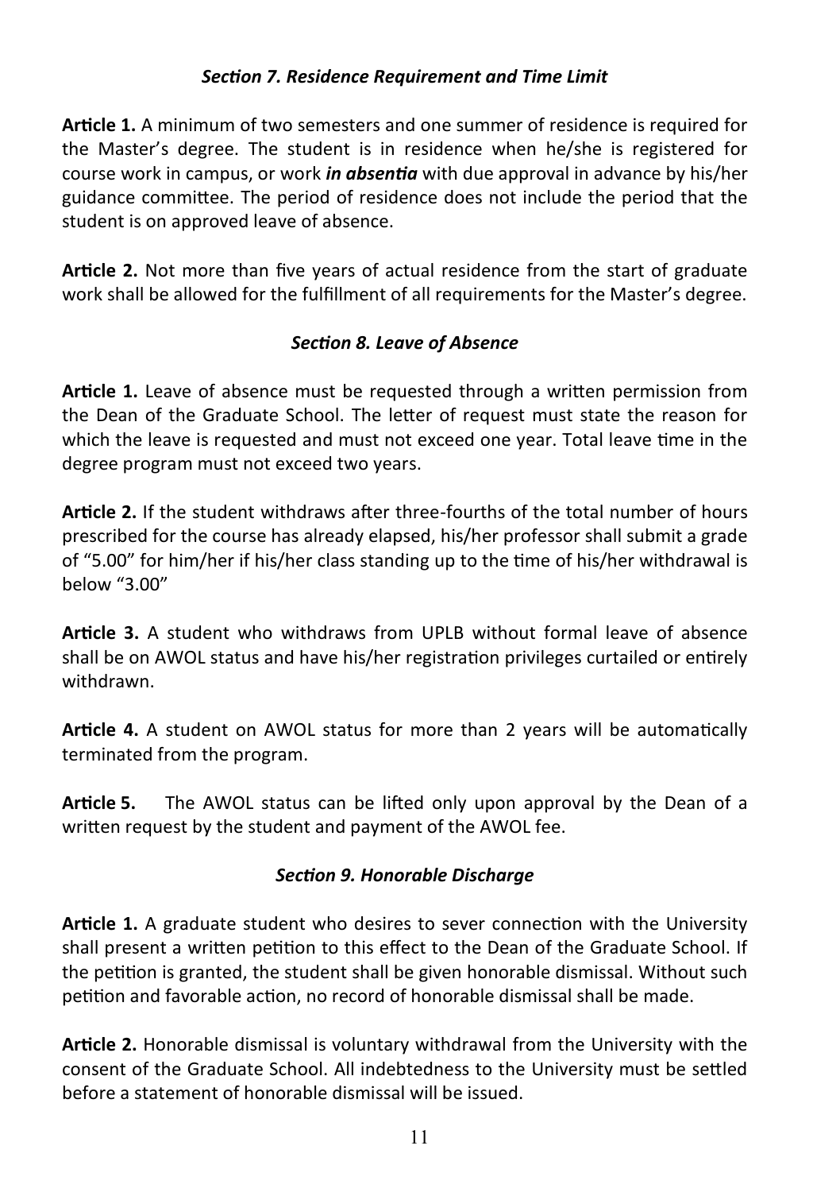### *Section 7. Residence Requirement and Time Limit*

**Article 1.** A minimum of two semesters and one summer of residence is required for the Master's degree. The student is in residence when he/she is registered for course work in campus, or work ***in absentia*** with due approval in advance by his/her guidance committee. The period of residence does not include the period that the student is on approved leave of absence.

**Article 2.** Not more than five years of actual residence from the start of graduate work shall be allowed for the fulfillment of all requirements for the Master's degree.

### *Section 8. Leave of Absence*

**Article 1.** Leave of absence must be requested through a written permission from the Dean of the Graduate School. The letter of request must state the reason for which the leave is requested and must not exceed one year. Total leave time in the degree program must not exceed two years.

**Article 2.** If the student withdraws after three-fourths of the total number of hours prescribed for the course has already elapsed, his/her professor shall submit a grade of "5.00" for him/her if his/her class standing up to the time of his/her withdrawal is below "3.00"

**Article 3.** A student who withdraws from UPLB without formal leave of absence shall be on AWOL status and have his/her registration privileges curtailed or entirely withdrawn.

**Article 4.** A student on AWOL status for more than 2 years will be automatically terminated from the program.

**Article 5.** The AWOL status can be lifted only upon approval by the Dean of a written request by the student and payment of the AWOL fee.

### *Section 9. Honorable Discharge*

**Article 1.** A graduate student who desires to sever connection with the University shall present a written petition to this effect to the Dean of the Graduate School. If the petition is granted, the student shall be given honorable dismissal. Without such petition and favorable action, no record of honorable dismissal shall be made.

**Article 2.** Honorable dismissal is voluntary withdrawal from the University with the consent of the Graduate School. All indebtedness to the University must be settled before a statement of honorable dismissal will be issued.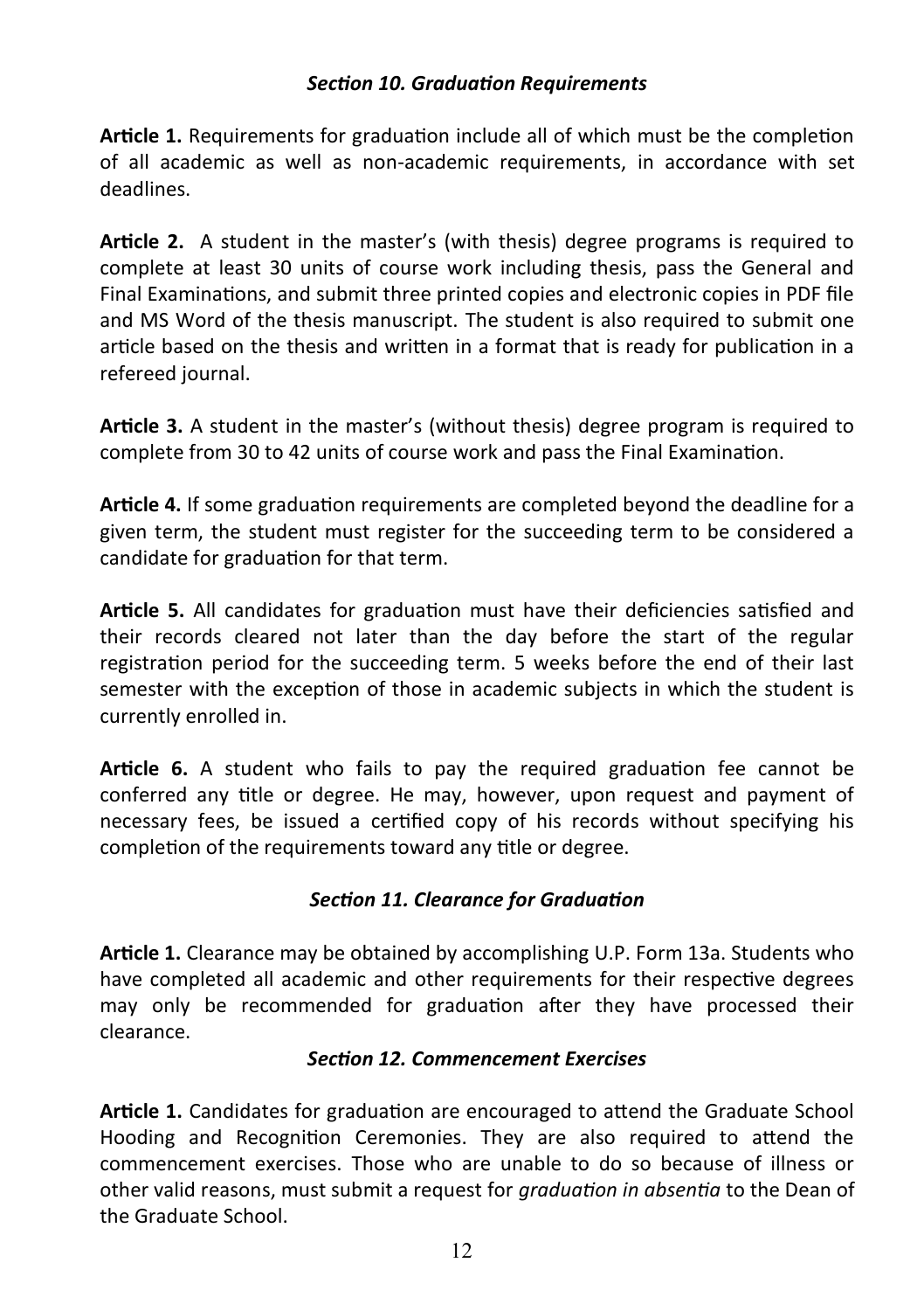### *Section 10. Graduation Requirements*

**Article 1.** Requirements for graduation include all of which must be the completion of all academic as well as non-academic requirements, in accordance with set deadlines.

**Article 2.** A student in the master's (with thesis) degree programs is required to complete at least 30 units of course work including thesis, pass the General and Final Examinations, and submit three printed copies and electronic copies in PDF file and MS Word of the thesis manuscript. The student is also required to submit one article based on the thesis and written in a format that is ready for publication in a refereed journal.

**Article 3.** A student in the master's (without thesis) degree program is required to complete from 30 to 42 units of course work and pass the Final Examination.

**Article 4.** If some graduation requirements are completed beyond the deadline for a given term, the student must register for the succeeding term to be considered a candidate for graduation for that term.

**Article 5.** All candidates for graduation must have their deficiencies satisfied and their records cleared not later than the day before the start of the regular registration period for the succeeding term. 5 weeks before the end of their last semester with the exception of those in academic subjects in which the student is currently enrolled in.

**Article 6.** A student who fails to pay the required graduation fee cannot be conferred any title or degree. He may, however, upon request and payment of necessary fees, be issued a certified copy of his records without specifying his completion of the requirements toward any title or degree.

### *Section 11. Clearance for Graduation*

**Article 1.** Clearance may be obtained by accomplishing U.P. Form 13a. Students who have completed all academic and other requirements for their respective degrees may only be recommended for graduation after they have processed their clearance.

### *Section 12. Commencement Exercises*

**Article 1.** Candidates for graduation are encouraged to attend the Graduate School Hooding and Recognition Ceremonies. They are also required to attend the commencement exercises. Those who are unable to do so because of illness or other valid reasons, must submit a request for *graduation in absentia* to the Dean of the Graduate School.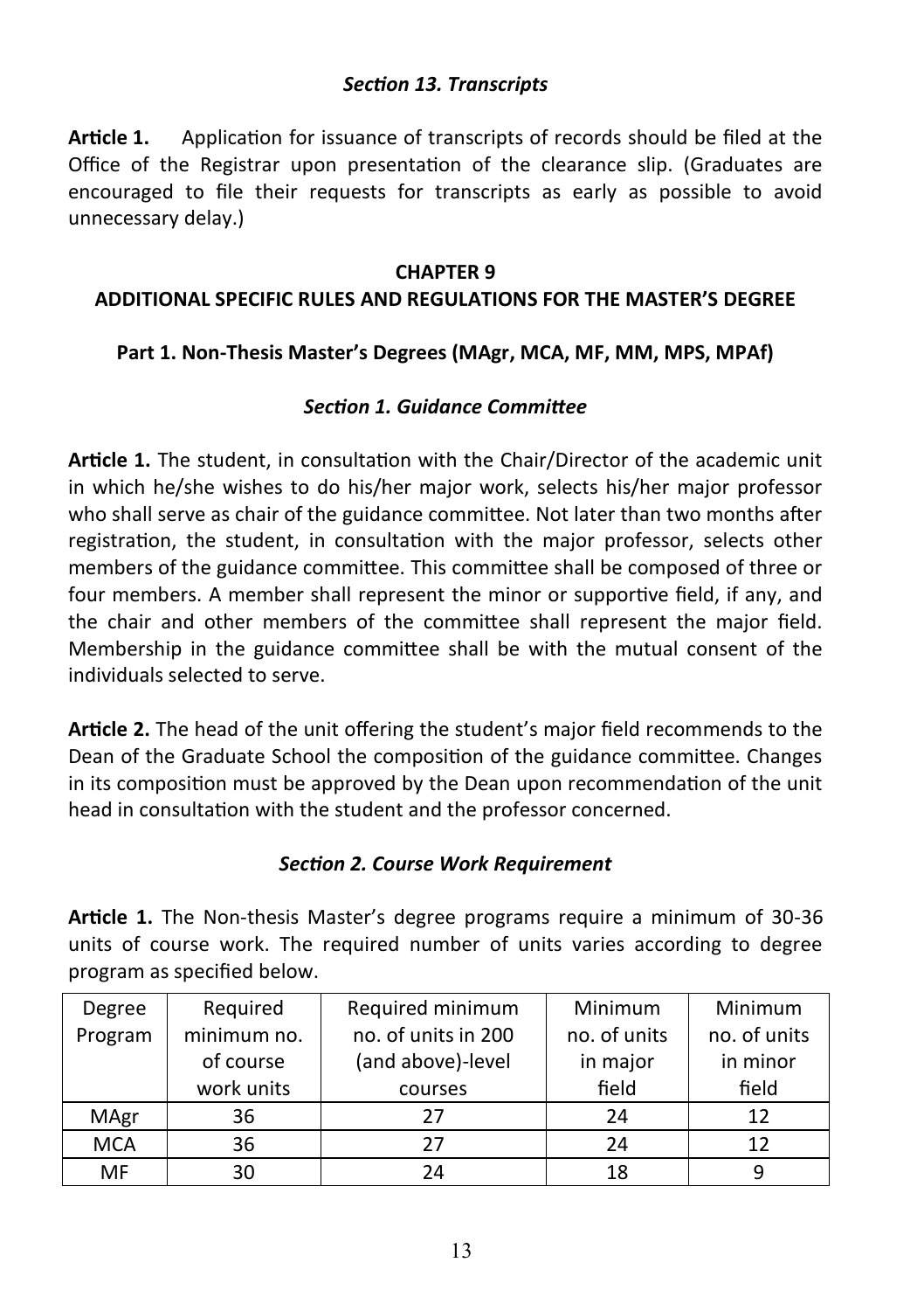### *Section 13. Transcripts*

**Article 1.** Application for issuance of transcripts of records should be filed at the Office of the Registrar upon presentation of the clearance slip. (Graduates are encouraged to file their requests for transcripts as early as possible to avoid unnecessary delay.)

## CHAPTER 9
## ADDITIONAL SPECIFIC RULES AND REGULATIONS FOR THE MASTER'S DEGREE

### Part 1. Non-Thesis Master's Degrees (MAgr, MCA, MF, MM, MPS, MPAf)

### *Section 1. Guidance Committee*

**Article 1.** The student, in consultation with the Chair/Director of the academic unit in which he/she wishes to do his/her major work, selects his/her major professor who shall serve as chair of the guidance committee. Not later than two months after registration, the student, in consultation with the major professor, selects other members of the guidance committee. This committee shall be composed of three or four members. A member shall represent the minor or supportive field, if any, and the chair and other members of the committee shall represent the major field. Membership in the guidance committee shall be with the mutual consent of the individuals selected to serve.

**Article 2.** The head of the unit offering the student's major field recommends to the Dean of the Graduate School the composition of the guidance committee. Changes in its composition must be approved by the Dean upon recommendation of the unit head in consultation with the student and the professor concerned.

### *Section 2. Course Work Requirement*

**Article 1.** The Non-thesis Master's degree programs require a minimum of 30-36 units of course work. The required number of units varies according to degree program as specified below.

| Degree Program | Required minimum no. of course work units | Required minimum no. of units in 200 (and above)-level courses | Minimum no. of units in major field | Minimum no. of units in minor field |
|---|---|---|---|---|
| MAgr | 36 | 27 | 24 | 12 |
| MCA | 36 | 27 | 24 | 12 |
| MF | 30 | 24 | 18 | 9 |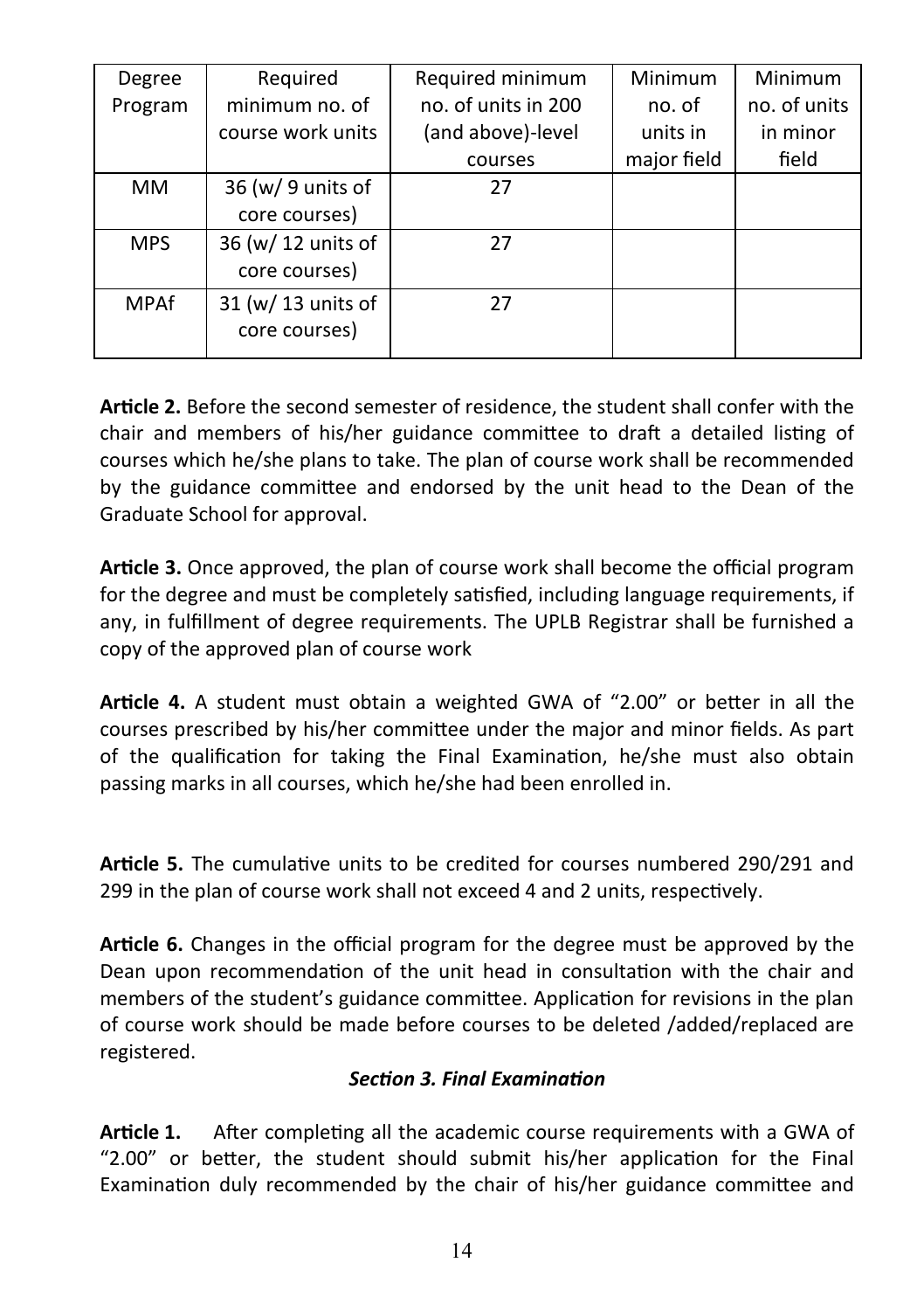| Degree Program | Required minimum no. of course work units | Required minimum no. of units in 200 (and above)-level courses | Minimum no. of units in major field | Minimum no. of units in minor field |
| --- | --- | --- | --- | --- |
| MM | 36 (w/ 9 units of core courses) | 27 | | |
| MPS | 36 (w/ 12 units of core courses) | 27 | | |
| MPAf | 31 (w/ 13 units of core courses) | 27 | | |

**Article 2.** Before the second semester of residence, the student shall confer with the chair and members of his/her guidance committee to draft a detailed listing of courses which he/she plans to take. The plan of course work shall be recommended by the guidance committee and endorsed by the unit head to the Dean of the Graduate School for approval.

**Article 3.** Once approved, the plan of course work shall become the official program for the degree and must be completely satisfied, including language requirements, if any, in fulfillment of degree requirements. The UPLB Registrar shall be furnished a copy of the approved plan of course work

**Article 4.** A student must obtain a weighted GWA of "2.00" or better in all the courses prescribed by his/her committee under the major and minor fields. As part of the qualification for taking the Final Examination, he/she must also obtain passing marks in all courses, which he/she had been enrolled in.

**Article 5.** The cumulative units to be credited for courses numbered 290/291 and 299 in the plan of course work shall not exceed 4 and 2 units, respectively.

**Article 6.** Changes in the official program for the degree must be approved by the Dean upon recommendation of the unit head in consultation with the chair and members of the student's guidance committee. Application for revisions in the plan of course work should be made before courses to be deleted /added/replaced are registered.

***Section 3. Final Examination***

**Article 1.** After completing all the academic course requirements with a GWA of "2.00" or better, the student should submit his/her application for the Final Examination duly recommended by the chair of his/her guidance committee and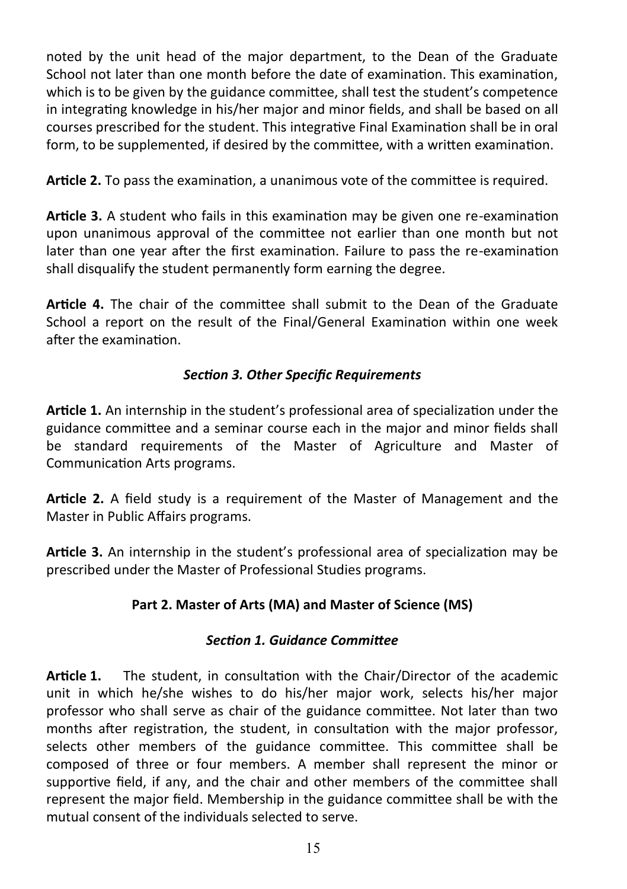noted by the unit head of the major department, to the Dean of the Graduate School not later than one month before the date of examination. This examination, which is to be given by the guidance committee, shall test the student's competence in integrating knowledge in his/her major and minor fields, and shall be based on all courses prescribed for the student. This integrative Final Examination shall be in oral form, to be supplemented, if desired by the committee, with a written examination.

**Article 2.** To pass the examination, a unanimous vote of the committee is required.

**Article 3.** A student who fails in this examination may be given one re-examination upon unanimous approval of the committee not earlier than one month but not later than one year after the first examination. Failure to pass the re-examination shall disqualify the student permanently form earning the degree.

**Article 4.** The chair of the committee shall submit to the Dean of the Graduate School a report on the result of the Final/General Examination within one week after the examination.

### *Section 3. Other Specific Requirements*

**Article 1.** An internship in the student's professional area of specialization under the guidance committee and a seminar course each in the major and minor fields shall be standard requirements of the Master of Agriculture and Master of Communication Arts programs.

**Article 2.** A field study is a requirement of the Master of Management and the Master in Public Affairs programs.

**Article 3.** An internship in the student's professional area of specialization may be prescribed under the Master of Professional Studies programs.

## Part 2. Master of Arts (MA) and Master of Science (MS)

### *Section 1. Guidance Committee*

**Article 1.** The student, in consultation with the Chair/Director of the academic unit in which he/she wishes to do his/her major work, selects his/her major professor who shall serve as chair of the guidance committee. Not later than two months after registration, the student, in consultation with the major professor, selects other members of the guidance committee. This committee shall be composed of three or four members. A member shall represent the minor or supportive field, if any, and the chair and other members of the committee shall represent the major field. Membership in the guidance committee shall be with the mutual consent of the individuals selected to serve.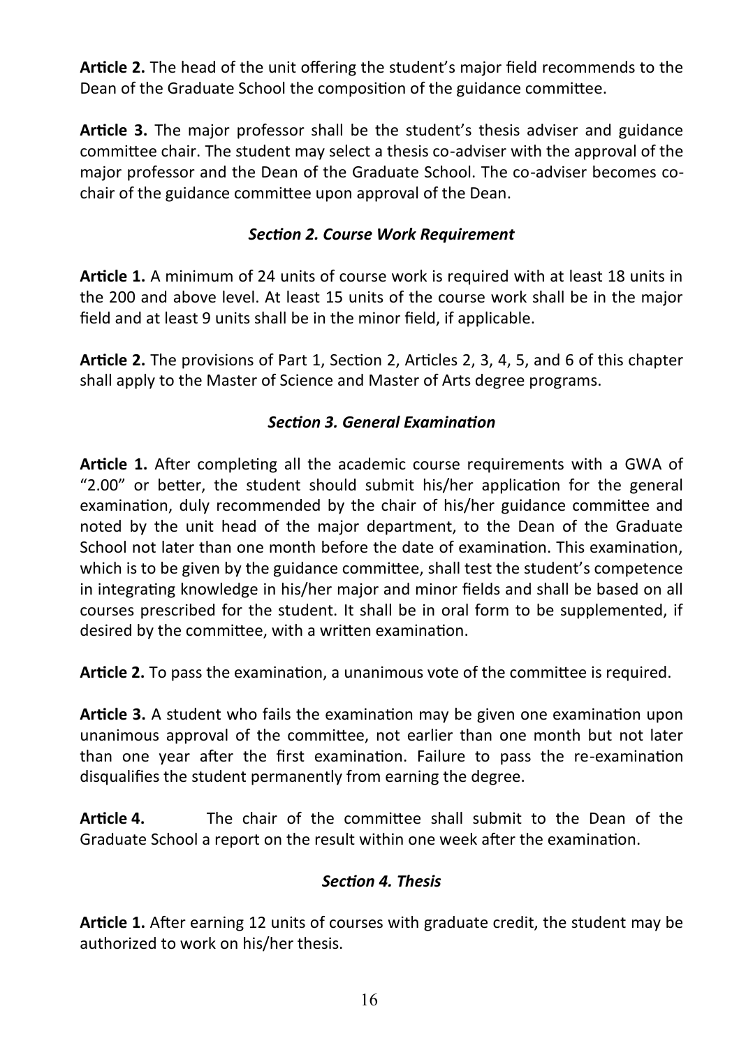**Article 2.** The head of the unit offering the student's major field recommends to the Dean of the Graduate School the composition of the guidance committee.

**Article 3.** The major professor shall be the student's thesis adviser and guidance committee chair. The student may select a thesis co-adviser with the approval of the major professor and the Dean of the Graduate School. The co-adviser becomes co-chair of the guidance committee upon approval of the Dean.

### *Section 2. Course Work Requirement*

**Article 1.** A minimum of 24 units of course work is required with at least 18 units in the 200 and above level. At least 15 units of the course work shall be in the major field and at least 9 units shall be in the minor field, if applicable.

**Article 2.** The provisions of Part 1, Section 2, Articles 2, 3, 4, 5, and 6 of this chapter shall apply to the Master of Science and Master of Arts degree programs.

### *Section 3. General Examination*

**Article 1.** After completing all the academic course requirements with a GWA of "2.00" or better, the student should submit his/her application for the general examination, duly recommended by the chair of his/her guidance committee and noted by the unit head of the major department, to the Dean of the Graduate School not later than one month before the date of examination. This examination, which is to be given by the guidance committee, shall test the student's competence in integrating knowledge in his/her major and minor fields and shall be based on all courses prescribed for the student. It shall be in oral form to be supplemented, if desired by the committee, with a written examination.

**Article 2.** To pass the examination, a unanimous vote of the committee is required.

**Article 3.** A student who fails the examination may be given one examination upon unanimous approval of the committee, not earlier than one month but not later than one year after the first examination. Failure to pass the re-examination disqualifies the student permanently from earning the degree.

**Article 4.** The chair of the committee shall submit to the Dean of the Graduate School a report on the result within one week after the examination.

### *Section 4. Thesis*

**Article 1.** After earning 12 units of courses with graduate credit, the student may be authorized to work on his/her thesis.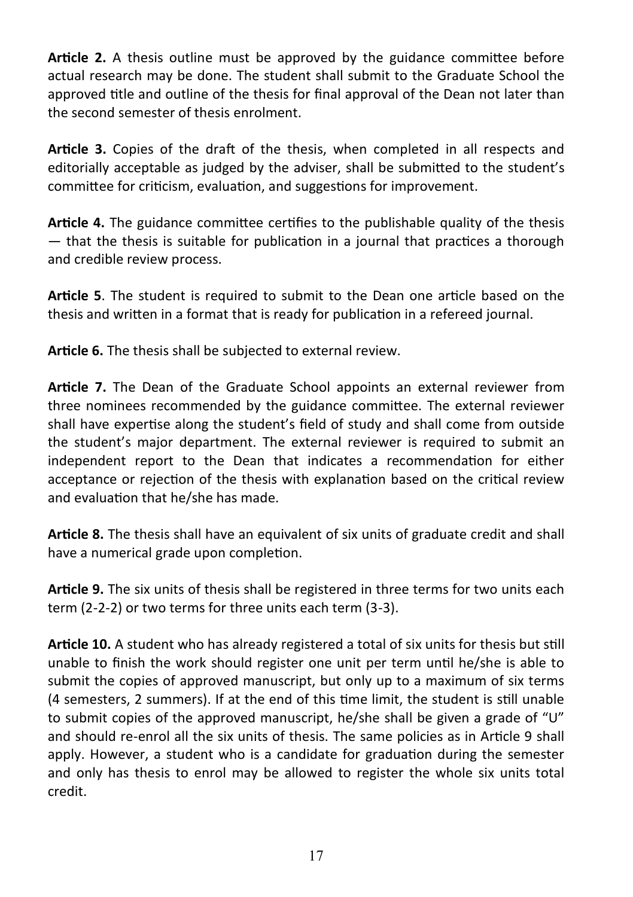**Article 2.** A thesis outline must be approved by the guidance committee before actual research may be done. The student shall submit to the Graduate School the approved title and outline of the thesis for final approval of the Dean not later than the second semester of thesis enrolment.

**Article 3.** Copies of the draft of the thesis, when completed in all respects and editorially acceptable as judged by the adviser, shall be submitted to the student's committee for criticism, evaluation, and suggestions for improvement.

**Article 4.** The guidance committee certifies to the publishable quality of the thesis — that the thesis is suitable for publication in a journal that practices a thorough and credible review process.

**Article 5**. The student is required to submit to the Dean one article based on the thesis and written in a format that is ready for publication in a refereed journal.

**Article 6.** The thesis shall be subjected to external review.

**Article 7.** The Dean of the Graduate School appoints an external reviewer from three nominees recommended by the guidance committee. The external reviewer shall have expertise along the student's field of study and shall come from outside the student's major department. The external reviewer is required to submit an independent report to the Dean that indicates a recommendation for either acceptance or rejection of the thesis with explanation based on the critical review and evaluation that he/she has made.

**Article 8.** The thesis shall have an equivalent of six units of graduate credit and shall have a numerical grade upon completion.

**Article 9.** The six units of thesis shall be registered in three terms for two units each term (2-2-2) or two terms for three units each term (3-3).

**Article 10.** A student who has already registered a total of six units for thesis but still unable to finish the work should register one unit per term until he/she is able to submit the copies of approved manuscript, but only up to a maximum of six terms (4 semesters, 2 summers). If at the end of this time limit, the student is still unable to submit copies of the approved manuscript, he/she shall be given a grade of "U" and should re-enrol all the six units of thesis. The same policies as in Article 9 shall apply. However, a student who is a candidate for graduation during the semester and only has thesis to enrol may be allowed to register the whole six units total credit.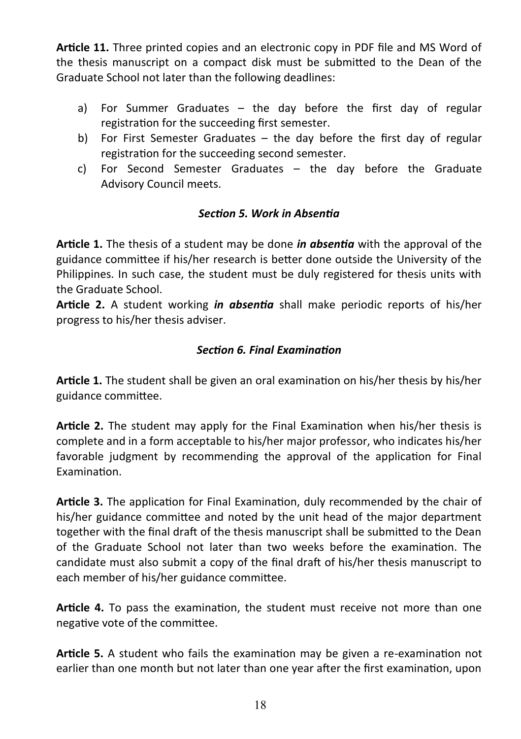**Article 11.** Three printed copies and an electronic copy in PDF file and MS Word of the thesis manuscript on a compact disk must be submitted to the Dean of the Graduate School not later than the following deadlines:

a) For Summer Graduates – the day before the first day of regular registration for the succeeding first semester.
b) For First Semester Graduates – the day before the first day of regular registration for the succeeding second semester.
c) For Second Semester Graduates – the day before the Graduate Advisory Council meets.

### *Section 5. Work in Absentia*

**Article 1.** The thesis of a student may be done ***in absentia*** with the approval of the guidance committee if his/her research is better done outside the University of the Philippines. In such case, the student must be duly registered for thesis units with the Graduate School.
**Article 2.** A student working ***in absentia*** shall make periodic reports of his/her progress to his/her thesis adviser.

### *Section 6. Final Examination*

**Article 1.** The student shall be given an oral examination on his/her thesis by his/her guidance committee.

**Article 2.** The student may apply for the Final Examination when his/her thesis is complete and in a form acceptable to his/her major professor, who indicates his/her favorable judgment by recommending the approval of the application for Final Examination.

**Article 3.** The application for Final Examination, duly recommended by the chair of his/her guidance committee and noted by the unit head of the major department together with the final draft of the thesis manuscript shall be submitted to the Dean of the Graduate School not later than two weeks before the examination. The candidate must also submit a copy of the final draft of his/her thesis manuscript to each member of his/her guidance committee.

**Article 4.** To pass the examination, the student must receive not more than one negative vote of the committee.

**Article 5.** A student who fails the examination may be given a re-examination not earlier than one month but not later than one year after the first examination, upon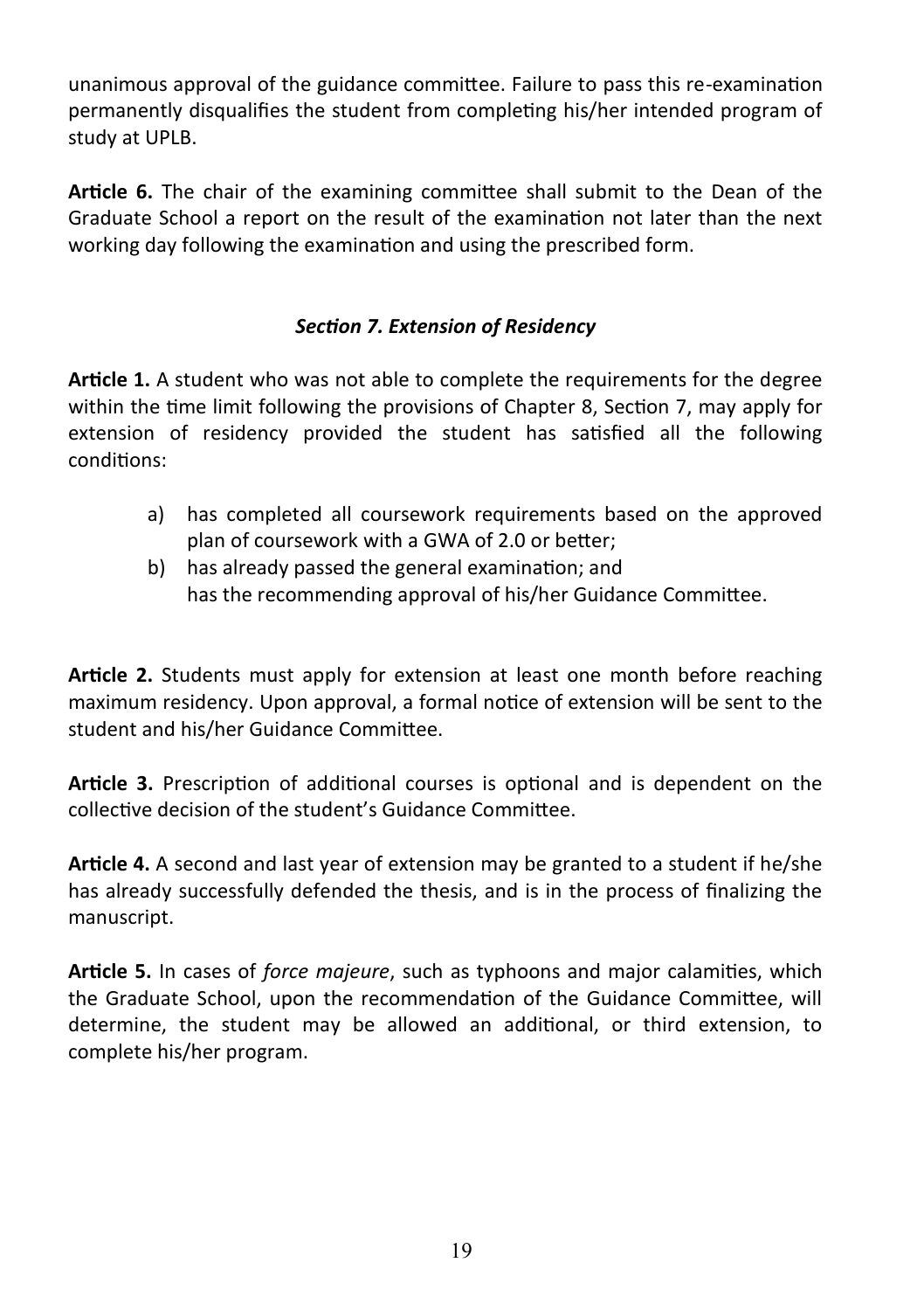unanimous approval of the guidance committee. Failure to pass this re-examination permanently disqualifies the student from completing his/her intended program of study at UPLB.

**Article 6.** The chair of the examining committee shall submit to the Dean of the Graduate School a report on the result of the examination not later than the next working day following the examination and using the prescribed form.

### *Section 7. Extension of Residency*

**Article 1.** A student who was not able to complete the requirements for the degree within the time limit following the provisions of Chapter 8, Section 7, may apply for extension of residency provided the student has satisfied all the following conditions:

a) has completed all coursework requirements based on the approved plan of coursework with a GWA of 2.0 or better;
b) has already passed the general examination; and
   has the recommending approval of his/her Guidance Committee.

**Article 2.** Students must apply for extension at least one month before reaching maximum residency. Upon approval, a formal notice of extension will be sent to the student and his/her Guidance Committee.

**Article 3.** Prescription of additional courses is optional and is dependent on the collective decision of the student's Guidance Committee.

**Article 4.** A second and last year of extension may be granted to a student if he/she has already successfully defended the thesis, and is in the process of finalizing the manuscript.

**Article 5.** In cases of *force majeure*, such as typhoons and major calamities, which the Graduate School, upon the recommendation of the Guidance Committee, will determine, the student may be allowed an additional, or third extension, to complete his/her program.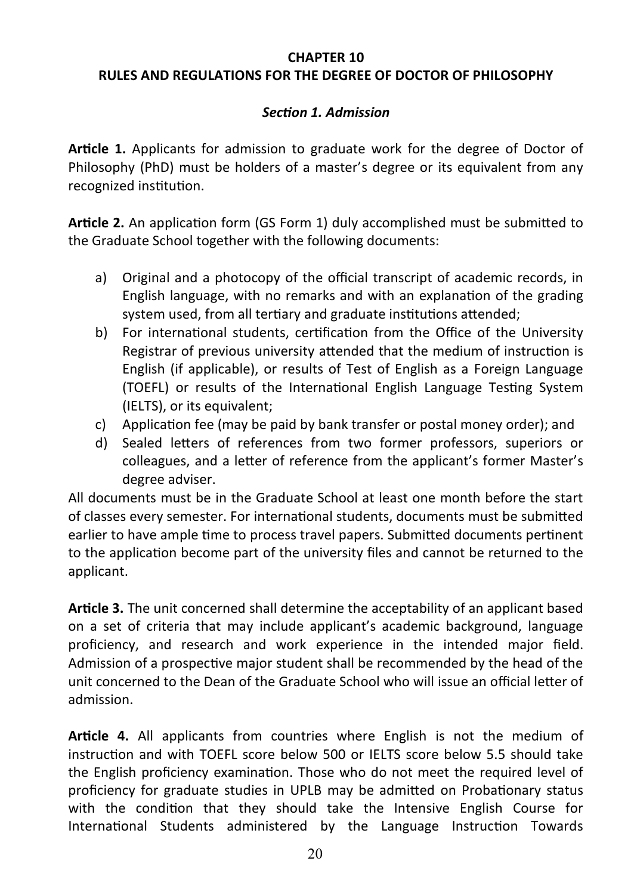# CHAPTER 10
# RULES AND REGULATIONS FOR THE DEGREE OF DOCTOR OF PHILOSOPHY

## *Section 1. Admission*

**Article 1.** Applicants for admission to graduate work for the degree of Doctor of Philosophy (PhD) must be holders of a master's degree or its equivalent from any recognized institution.

**Article 2.** An application form (GS Form 1) duly accomplished must be submitted to the Graduate School together with the following documents:

a) Original and a photocopy of the official transcript of academic records, in English language, with no remarks and with an explanation of the grading system used, from all tertiary and graduate institutions attended;
b) For international students, certification from the Office of the University Registrar of previous university attended that the medium of instruction is English (if applicable), or results of Test of English as a Foreign Language (TOEFL) or results of the International English Language Testing System (IELTS), or its equivalent;
c) Application fee (may be paid by bank transfer or postal money order); and
d) Sealed letters of references from two former professors, superiors or colleagues, and a letter of reference from the applicant's former Master's degree adviser.

All documents must be in the Graduate School at least one month before the start of classes every semester. For international students, documents must be submitted earlier to have ample time to process travel papers. Submitted documents pertinent to the application become part of the university files and cannot be returned to the applicant.

**Article 3.** The unit concerned shall determine the acceptability of an applicant based on a set of criteria that may include applicant's academic background, language proficiency, and research and work experience in the intended major field. Admission of a prospective major student shall be recommended by the head of the unit concerned to the Dean of the Graduate School who will issue an official letter of admission.

**Article 4.** All applicants from countries where English is not the medium of instruction and with TOEFL score below 500 or IELTS score below 5.5 should take the English proficiency examination. Those who do not meet the required level of proficiency for graduate studies in UPLB may be admitted on Probationary status with the condition that they should take the Intensive English Course for International Students administered by the Language Instruction Towards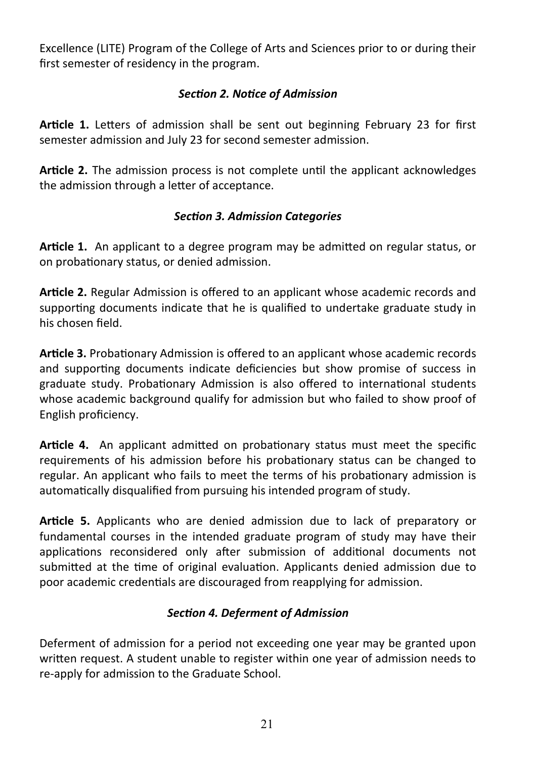Excellence (LITE) Program of the College of Arts and Sciences prior to or during their first semester of residency in the program.

### *Section 2. Notice of Admission*

**Article 1.** Letters of admission shall be sent out beginning February 23 for first semester admission and July 23 for second semester admission.

**Article 2.** The admission process is not complete until the applicant acknowledges the admission through a letter of acceptance.

### *Section 3. Admission Categories*

**Article 1.** An applicant to a degree program may be admitted on regular status, or on probationary status, or denied admission.

**Article 2.** Regular Admission is offered to an applicant whose academic records and supporting documents indicate that he is qualified to undertake graduate study in his chosen field.

**Article 3.** Probationary Admission is offered to an applicant whose academic records and supporting documents indicate deficiencies but show promise of success in graduate study. Probationary Admission is also offered to international students whose academic background qualify for admission but who failed to show proof of English proficiency.

**Article 4.** An applicant admitted on probationary status must meet the specific requirements of his admission before his probationary status can be changed to regular. An applicant who fails to meet the terms of his probationary admission is automatically disqualified from pursuing his intended program of study.

**Article 5.** Applicants who are denied admission due to lack of preparatory or fundamental courses in the intended graduate program of study may have their applications reconsidered only after submission of additional documents not submitted at the time of original evaluation. Applicants denied admission due to poor academic credentials are discouraged from reapplying for admission.

### *Section 4. Deferment of Admission*

Deferment of admission for a period not exceeding one year may be granted upon written request. A student unable to register within one year of admission needs to re-apply for admission to the Graduate School.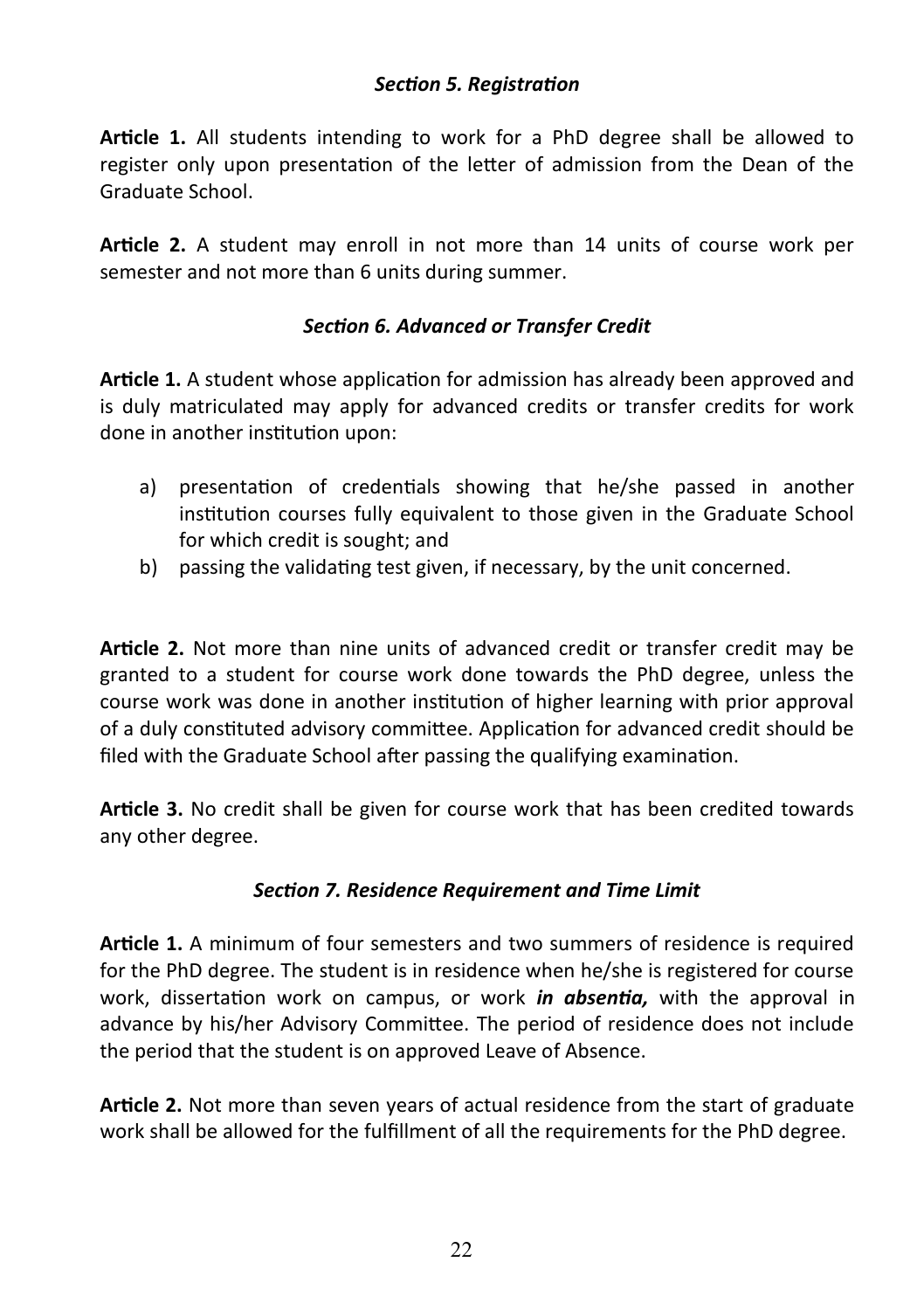### *Section 5. Registration*

**Article 1.** All students intending to work for a PhD degree shall be allowed to register only upon presentation of the letter of admission from the Dean of the Graduate School.

**Article 2.** A student may enroll in not more than 14 units of course work per semester and not more than 6 units during summer.

### *Section 6. Advanced or Transfer Credit*

**Article 1.** A student whose application for admission has already been approved and is duly matriculated may apply for advanced credits or transfer credits for work done in another institution upon:

a) presentation of credentials showing that he/she passed in another institution courses fully equivalent to those given in the Graduate School for which credit is sought; and
b) passing the validating test given, if necessary, by the unit concerned.

**Article 2.** Not more than nine units of advanced credit or transfer credit may be granted to a student for course work done towards the PhD degree, unless the course work was done in another institution of higher learning with prior approval of a duly constituted advisory committee. Application for advanced credit should be filed with the Graduate School after passing the qualifying examination.

**Article 3.** No credit shall be given for course work that has been credited towards any other degree.

### *Section 7. Residence Requirement and Time Limit*

**Article 1.** A minimum of four semesters and two summers of residence is required for the PhD degree. The student is in residence when he/she is registered for course work, dissertation work on campus, or work ***in absentia,*** with the approval in advance by his/her Advisory Committee. The period of residence does not include the period that the student is on approved Leave of Absence.

**Article 2.** Not more than seven years of actual residence from the start of graduate work shall be allowed for the fulfillment of all the requirements for the PhD degree.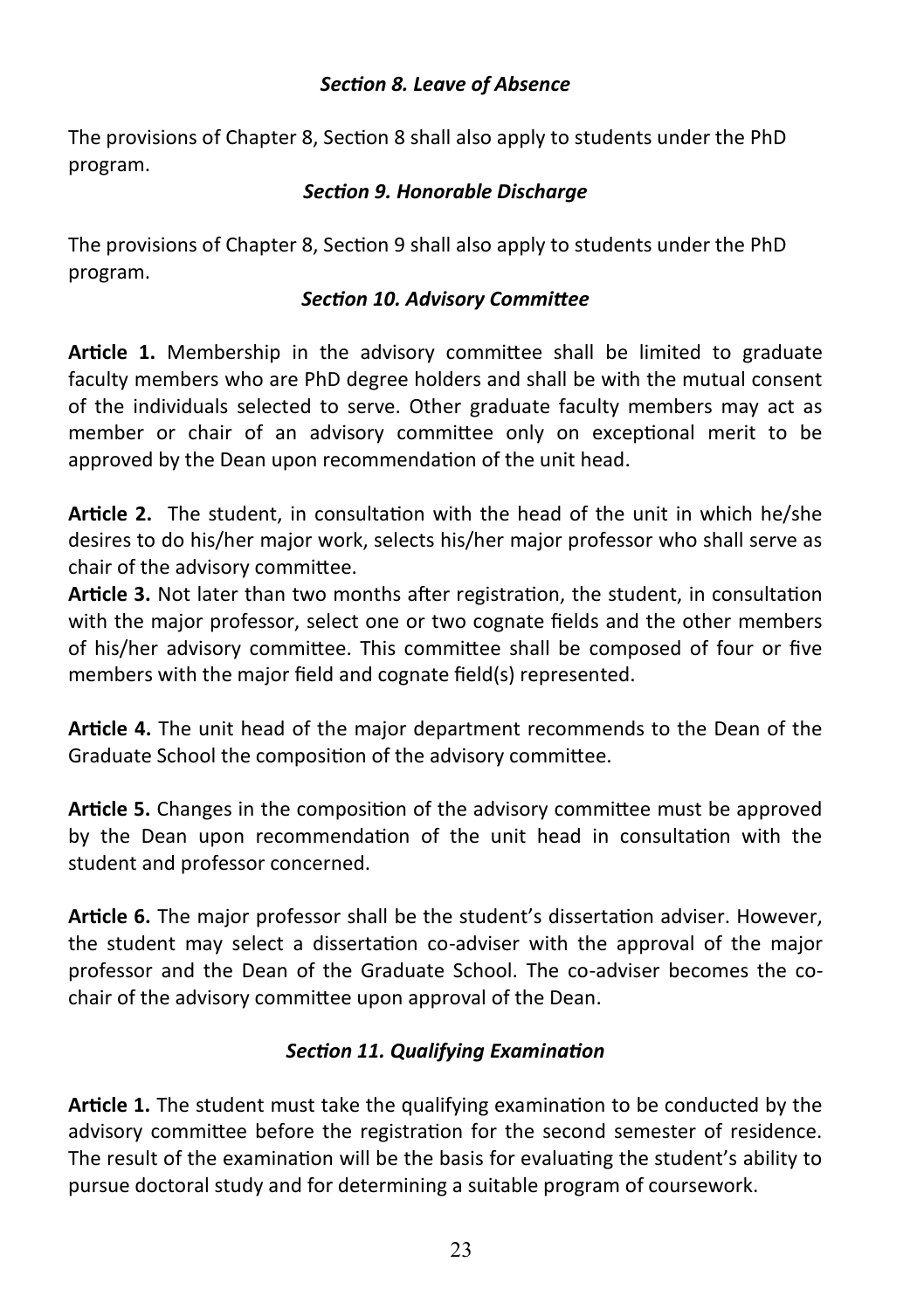### *Section 8. Leave of Absence*

The provisions of Chapter 8, Section 8 shall also apply to students under the PhD program.

### *Section 9. Honorable Discharge*

The provisions of Chapter 8, Section 9 shall also apply to students under the PhD program.

### *Section 10. Advisory Committee*

**Article 1.** Membership in the advisory committee shall be limited to graduate faculty members who are PhD degree holders and shall be with the mutual consent of the individuals selected to serve. Other graduate faculty members may act as member or chair of an advisory committee only on exceptional merit to be approved by the Dean upon recommendation of the unit head.

**Article 2.** The student, in consultation with the head of the unit in which he/she desires to do his/her major work, selects his/her major professor who shall serve as chair of the advisory committee.

**Article 3.** Not later than two months after registration, the student, in consultation with the major professor, select one or two cognate fields and the other members of his/her advisory committee. This committee shall be composed of four or five members with the major field and cognate field(s) represented.

**Article 4.** The unit head of the major department recommends to the Dean of the Graduate School the composition of the advisory committee.

**Article 5.** Changes in the composition of the advisory committee must be approved by the Dean upon recommendation of the unit head in consultation with the student and professor concerned.

**Article 6.** The major professor shall be the student's dissertation adviser. However, the student may select a dissertation co-adviser with the approval of the major professor and the Dean of the Graduate School. The co-adviser becomes the co-chair of the advisory committee upon approval of the Dean.

### *Section 11. Qualifying Examination*

**Article 1.** The student must take the qualifying examination to be conducted by the advisory committee before the registration for the second semester of residence. The result of the examination will be the basis for evaluating the student's ability to pursue doctoral study and for determining a suitable program of coursework.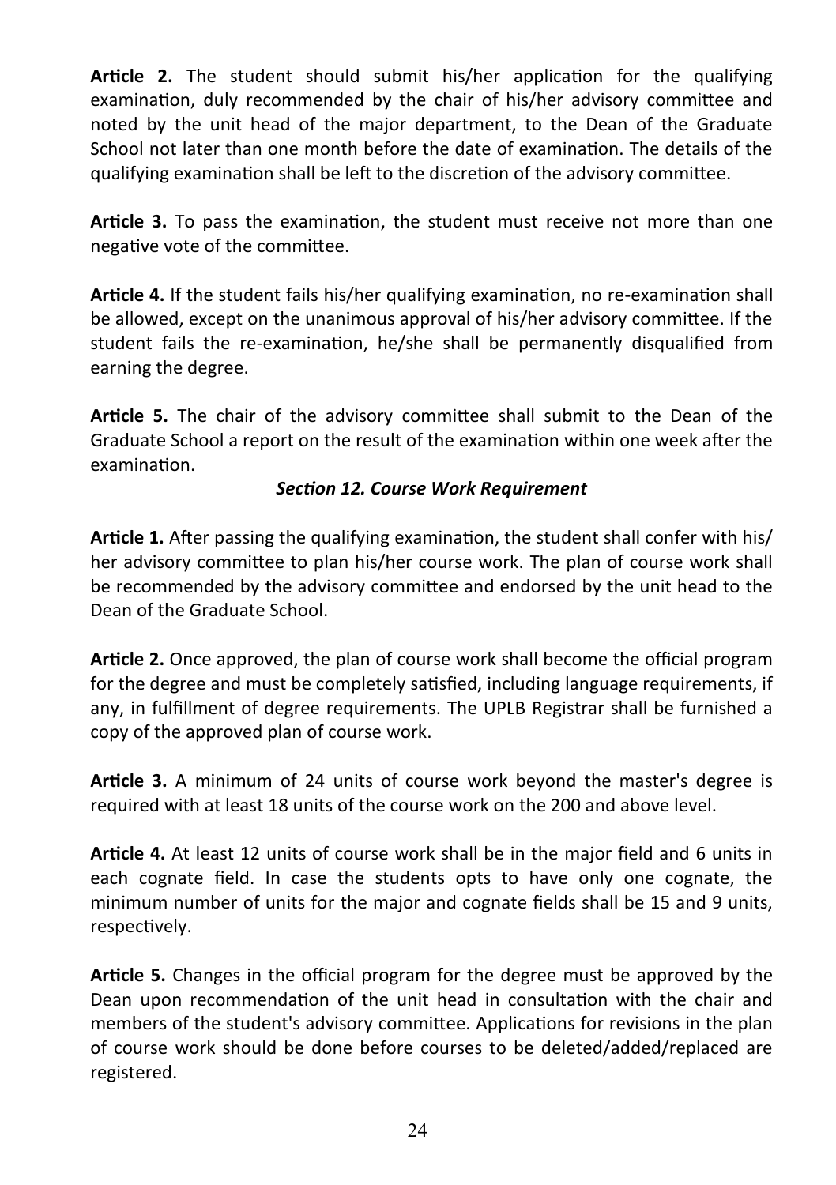**Article 2.** The student should submit his/her application for the qualifying examination, duly recommended by the chair of his/her advisory committee and noted by the unit head of the major department, to the Dean of the Graduate School not later than one month before the date of examination. The details of the qualifying examination shall be left to the discretion of the advisory committee.

**Article 3.** To pass the examination, the student must receive not more than one negative vote of the committee.

**Article 4.** If the student fails his/her qualifying examination, no re-examination shall be allowed, except on the unanimous approval of his/her advisory committee. If the student fails the re-examination, he/she shall be permanently disqualified from earning the degree.

**Article 5.** The chair of the advisory committee shall submit to the Dean of the Graduate School a report on the result of the examination within one week after the examination.

### *Section 12. Course Work Requirement*

**Article 1.** After passing the qualifying examination, the student shall confer with his/her advisory committee to plan his/her course work. The plan of course work shall be recommended by the advisory committee and endorsed by the unit head to the Dean of the Graduate School.

**Article 2.** Once approved, the plan of course work shall become the official program for the degree and must be completely satisfied, including language requirements, if any, in fulfillment of degree requirements. The UPLB Registrar shall be furnished a copy of the approved plan of course work.

**Article 3.** A minimum of 24 units of course work beyond the master's degree is required with at least 18 units of the course work on the 200 and above level.

**Article 4.** At least 12 units of course work shall be in the major field and 6 units in each cognate field. In case the students opts to have only one cognate, the minimum number of units for the major and cognate fields shall be 15 and 9 units, respectively.

**Article 5.** Changes in the official program for the degree must be approved by the Dean upon recommendation of the unit head in consultation with the chair and members of the student's advisory committee. Applications for revisions in the plan of course work should be done before courses to be deleted/added/replaced are registered.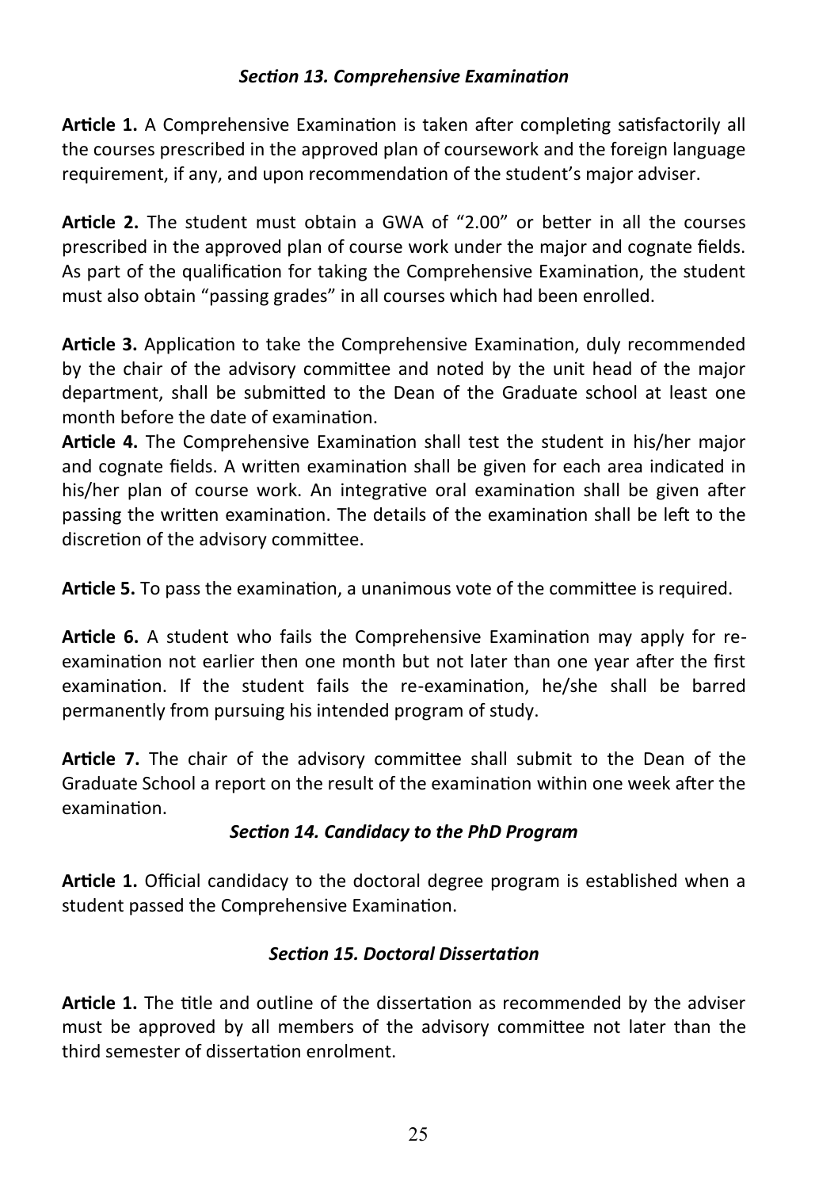### *Section 13. Comprehensive Examination*

**Article 1.** A Comprehensive Examination is taken after completing satisfactorily all the courses prescribed in the approved plan of coursework and the foreign language requirement, if any, and upon recommendation of the student's major adviser.

**Article 2.** The student must obtain a GWA of "2.00" or better in all the courses prescribed in the approved plan of course work under the major and cognate fields. As part of the qualification for taking the Comprehensive Examination, the student must also obtain "passing grades" in all courses which had been enrolled.

**Article 3.** Application to take the Comprehensive Examination, duly recommended by the chair of the advisory committee and noted by the unit head of the major department, shall be submitted to the Dean of the Graduate school at least one month before the date of examination.

**Article 4.** The Comprehensive Examination shall test the student in his/her major and cognate fields. A written examination shall be given for each area indicated in his/her plan of course work. An integrative oral examination shall be given after passing the written examination. The details of the examination shall be left to the discretion of the advisory committee.

**Article 5.** To pass the examination, a unanimous vote of the committee is required.

**Article 6.** A student who fails the Comprehensive Examination may apply for re-examination not earlier then one month but not later than one year after the first examination. If the student fails the re-examination, he/she shall be barred permanently from pursuing his intended program of study.

**Article 7.** The chair of the advisory committee shall submit to the Dean of the Graduate School a report on the result of the examination within one week after the examination.

### *Section 14. Candidacy to the PhD Program*

**Article 1.** Official candidacy to the doctoral degree program is established when a student passed the Comprehensive Examination.

### *Section 15. Doctoral Dissertation*

**Article 1.** The title and outline of the dissertation as recommended by the adviser must be approved by all members of the advisory committee not later than the third semester of dissertation enrolment.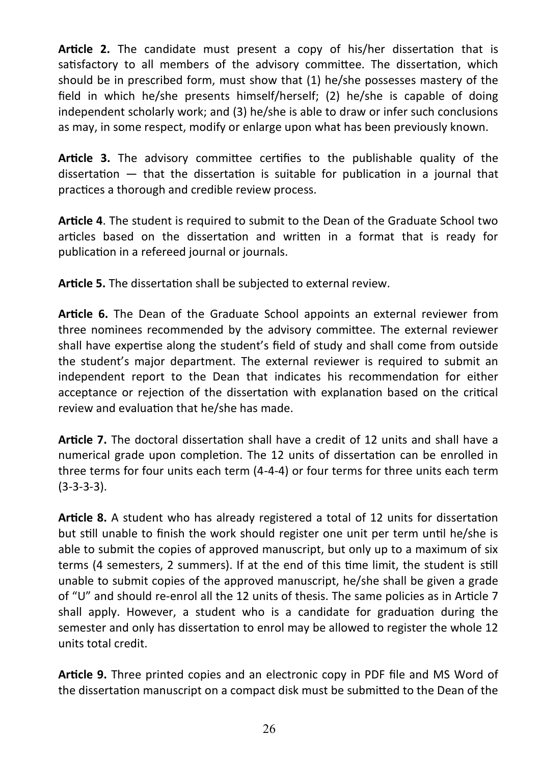**Article 2.** The candidate must present a copy of his/her dissertation that is satisfactory to all members of the advisory committee. The dissertation, which should be in prescribed form, must show that (1) he/she possesses mastery of the field in which he/she presents himself/herself; (2) he/she is capable of doing independent scholarly work; and (3) he/she is able to draw or infer such conclusions as may, in some respect, modify or enlarge upon what has been previously known.

**Article 3.** The advisory committee certifies to the publishable quality of the dissertation — that the dissertation is suitable for publication in a journal that practices a thorough and credible review process.

**Article 4**. The student is required to submit to the Dean of the Graduate School two articles based on the dissertation and written in a format that is ready for publication in a refereed journal or journals.

**Article 5.** The dissertation shall be subjected to external review.

**Article 6.** The Dean of the Graduate School appoints an external reviewer from three nominees recommended by the advisory committee. The external reviewer shall have expertise along the student's field of study and shall come from outside the student's major department. The external reviewer is required to submit an independent report to the Dean that indicates his recommendation for either acceptance or rejection of the dissertation with explanation based on the critical review and evaluation that he/she has made.

**Article 7.** The doctoral dissertation shall have a credit of 12 units and shall have a numerical grade upon completion. The 12 units of dissertation can be enrolled in three terms for four units each term (4-4-4) or four terms for three units each term (3-3-3-3).

**Article 8.** A student who has already registered a total of 12 units for dissertation but still unable to finish the work should register one unit per term until he/she is able to submit the copies of approved manuscript, but only up to a maximum of six terms (4 semesters, 2 summers). If at the end of this time limit, the student is still unable to submit copies of the approved manuscript, he/she shall be given a grade of "U" and should re-enrol all the 12 units of thesis. The same policies as in Article 7 shall apply. However, a student who is a candidate for graduation during the semester and only has dissertation to enrol may be allowed to register the whole 12 units total credit.

**Article 9.** Three printed copies and an electronic copy in PDF file and MS Word of the dissertation manuscript on a compact disk must be submitted to the Dean of the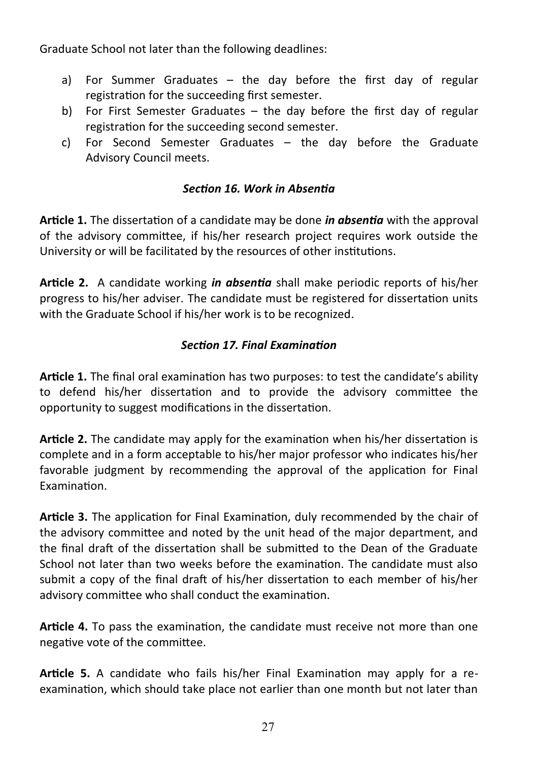Graduate School not later than the following deadlines:

a) For Summer Graduates – the day before the first day of regular registration for the succeeding first semester.
b) For First Semester Graduates – the day before the first day of regular registration for the succeeding second semester.
c) For Second Semester Graduates – the day before the Graduate Advisory Council meets.

### *Section 16. Work in Absentia*

**Article 1.** The dissertation of a candidate may be done ***in absentia*** with the approval of the advisory committee, if his/her research project requires work outside the University or will be facilitated by the resources of other institutions.

**Article 2.** A candidate working ***in absentia*** shall make periodic reports of his/her progress to his/her adviser. The candidate must be registered for dissertation units with the Graduate School if his/her work is to be recognized.

### *Section 17. Final Examination*

**Article 1.** The final oral examination has two purposes: to test the candidate's ability to defend his/her dissertation and to provide the advisory committee the opportunity to suggest modifications in the dissertation.

**Article 2.** The candidate may apply for the examination when his/her dissertation is complete and in a form acceptable to his/her major professor who indicates his/her favorable judgment by recommending the approval of the application for Final Examination.

**Article 3.** The application for Final Examination, duly recommended by the chair of the advisory committee and noted by the unit head of the major department, and the final draft of the dissertation shall be submitted to the Dean of the Graduate School not later than two weeks before the examination. The candidate must also submit a copy of the final draft of his/her dissertation to each member of his/her advisory committee who shall conduct the examination.

**Article 4.** To pass the examination, the candidate must receive not more than one negative vote of the committee.

**Article 5.** A candidate who fails his/her Final Examination may apply for a re-examination, which should take place not earlier than one month but not later than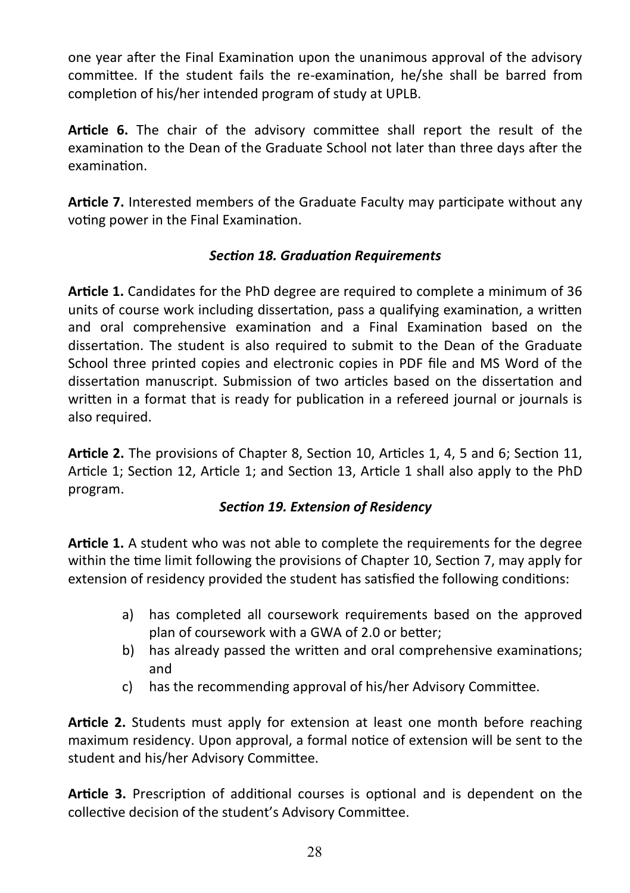one year after the Final Examination upon the unanimous approval of the advisory committee. If the student fails the re-examination, he/she shall be barred from completion of his/her intended program of study at UPLB.

**Article 6.** The chair of the advisory committee shall report the result of the examination to the Dean of the Graduate School not later than three days after the examination.

**Article 7.** Interested members of the Graduate Faculty may participate without any voting power in the Final Examination.

### *Section 18. Graduation Requirements*

**Article 1.** Candidates for the PhD degree are required to complete a minimum of 36 units of course work including dissertation, pass a qualifying examination, a written and oral comprehensive examination and a Final Examination based on the dissertation. The student is also required to submit to the Dean of the Graduate School three printed copies and electronic copies in PDF file and MS Word of the dissertation manuscript. Submission of two articles based on the dissertation and written in a format that is ready for publication in a refereed journal or journals is also required.

**Article 2.** The provisions of Chapter 8, Section 10, Articles 1, 4, 5 and 6; Section 11, Article 1; Section 12, Article 1; and Section 13, Article 1 shall also apply to the PhD program.

### *Section 19. Extension of Residency*

**Article 1.** A student who was not able to complete the requirements for the degree within the time limit following the provisions of Chapter 10, Section 7, may apply for extension of residency provided the student has satisfied the following conditions:

a) has completed all coursework requirements based on the approved plan of coursework with a GWA of 2.0 or better;
b) has already passed the written and oral comprehensive examinations; and
c) has the recommending approval of his/her Advisory Committee.

**Article 2.** Students must apply for extension at least one month before reaching maximum residency. Upon approval, a formal notice of extension will be sent to the student and his/her Advisory Committee.

**Article 3.** Prescription of additional courses is optional and is dependent on the collective decision of the student's Advisory Committee.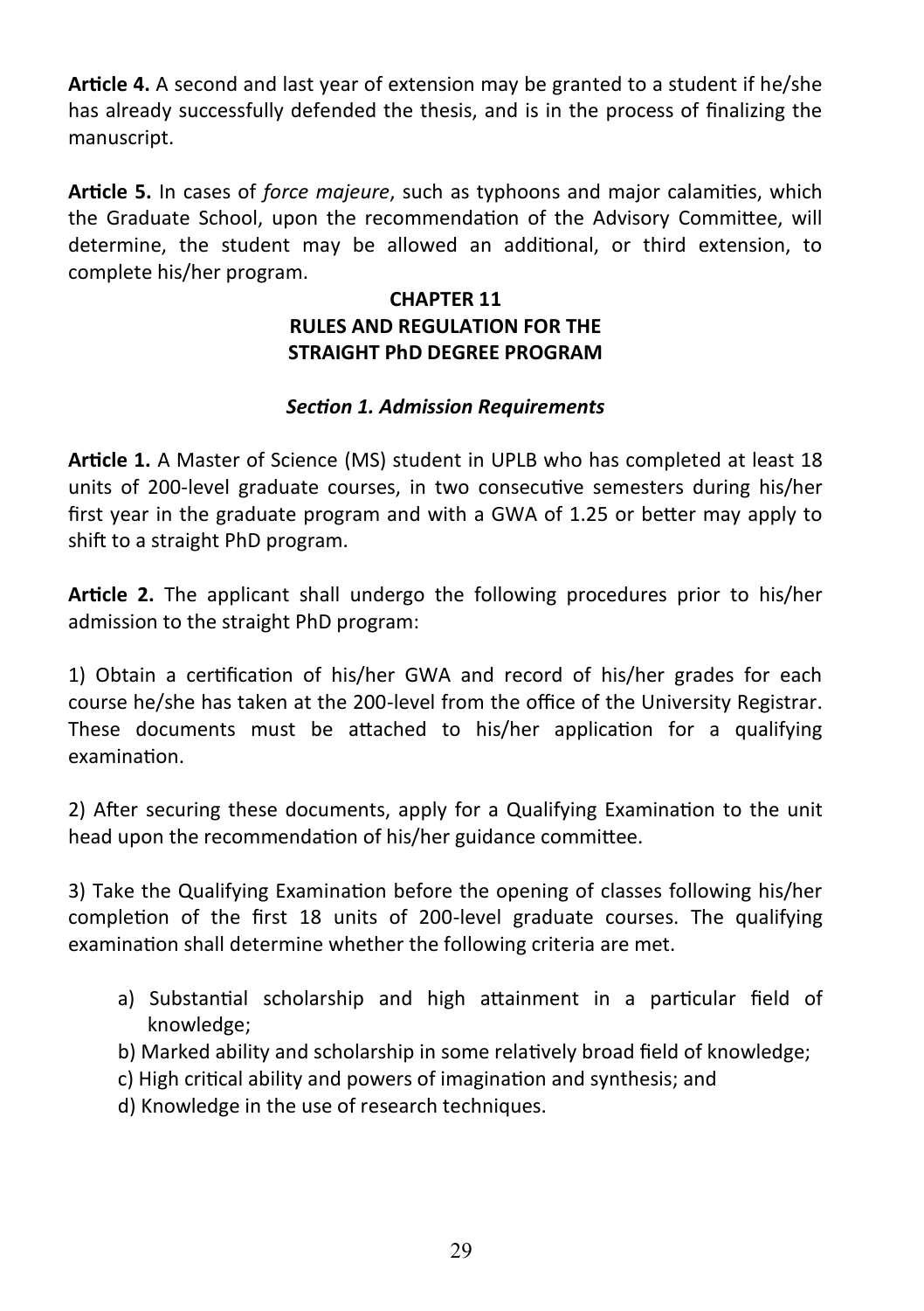**Article 4.** A second and last year of extension may be granted to a student if he/she has already successfully defended the thesis, and is in the process of finalizing the manuscript.

**Article 5.** In cases of *force majeure*, such as typhoons and major calamities, which the Graduate School, upon the recommendation of the Advisory Committee, will determine, the student may be allowed an additional, or third extension, to complete his/her program.

## CHAPTER 11
## RULES AND REGULATION FOR THE STRAIGHT PhD DEGREE PROGRAM

### *Section 1. Admission Requirements*

**Article 1.** A Master of Science (MS) student in UPLB who has completed at least 18 units of 200-level graduate courses, in two consecutive semesters during his/her first year in the graduate program and with a GWA of 1.25 or better may apply to shift to a straight PhD program.

**Article 2.** The applicant shall undergo the following procedures prior to his/her admission to the straight PhD program:

1) Obtain a certification of his/her GWA and record of his/her grades for each course he/she has taken at the 200-level from the office of the University Registrar. These documents must be attached to his/her application for a qualifying examination.

2) After securing these documents, apply for a Qualifying Examination to the unit head upon the recommendation of his/her guidance committee.

3) Take the Qualifying Examination before the opening of classes following his/her completion of the first 18 units of 200-level graduate courses. The qualifying examination shall determine whether the following criteria are met.

   a) Substantial scholarship and high attainment in a particular field of knowledge;
   b) Marked ability and scholarship in some relatively broad field of knowledge;
   c) High critical ability and powers of imagination and synthesis; and
   d) Knowledge in the use of research techniques.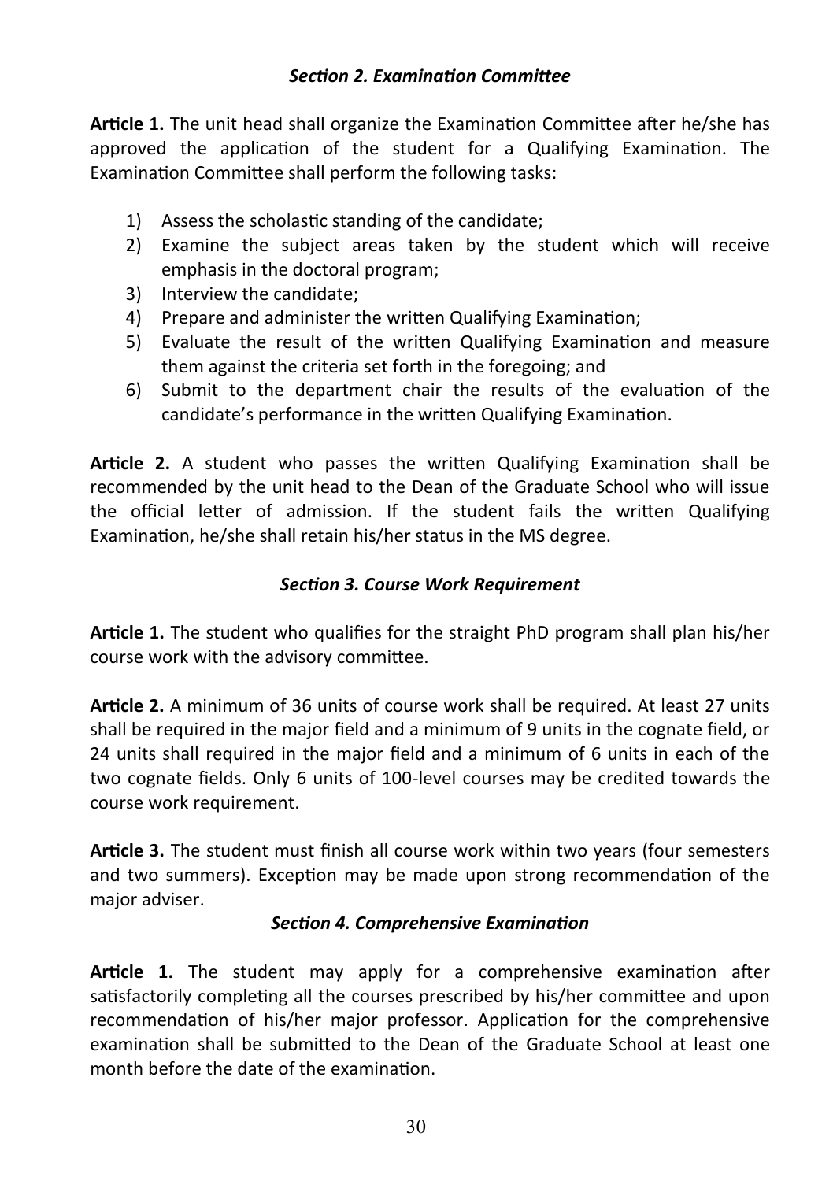### *Section 2. Examination Committee*

**Article 1.** The unit head shall organize the Examination Committee after he/she has approved the application of the student for a Qualifying Examination. The Examination Committee shall perform the following tasks:

1) Assess the scholastic standing of the candidate;
2) Examine the subject areas taken by the student which will receive emphasis in the doctoral program;
3) Interview the candidate;
4) Prepare and administer the written Qualifying Examination;
5) Evaluate the result of the written Qualifying Examination and measure them against the criteria set forth in the foregoing; and
6) Submit to the department chair the results of the evaluation of the candidate's performance in the written Qualifying Examination.

**Article 2.** A student who passes the written Qualifying Examination shall be recommended by the unit head to the Dean of the Graduate School who will issue the official letter of admission. If the student fails the written Qualifying Examination, he/she shall retain his/her status in the MS degree.

### *Section 3. Course Work Requirement*

**Article 1.** The student who qualifies for the straight PhD program shall plan his/her course work with the advisory committee.

**Article 2.** A minimum of 36 units of course work shall be required. At least 27 units shall be required in the major field and a minimum of 9 units in the cognate field, or 24 units shall required in the major field and a minimum of 6 units in each of the two cognate fields. Only 6 units of 100-level courses may be credited towards the course work requirement.

**Article 3.** The student must finish all course work within two years (four semesters and two summers). Exception may be made upon strong recommendation of the major adviser.

### *Section 4. Comprehensive Examination*

**Article 1.** The student may apply for a comprehensive examination after satisfactorily completing all the courses prescribed by his/her committee and upon recommendation of his/her major professor. Application for the comprehensive examination shall be submitted to the Dean of the Graduate School at least one month before the date of the examination.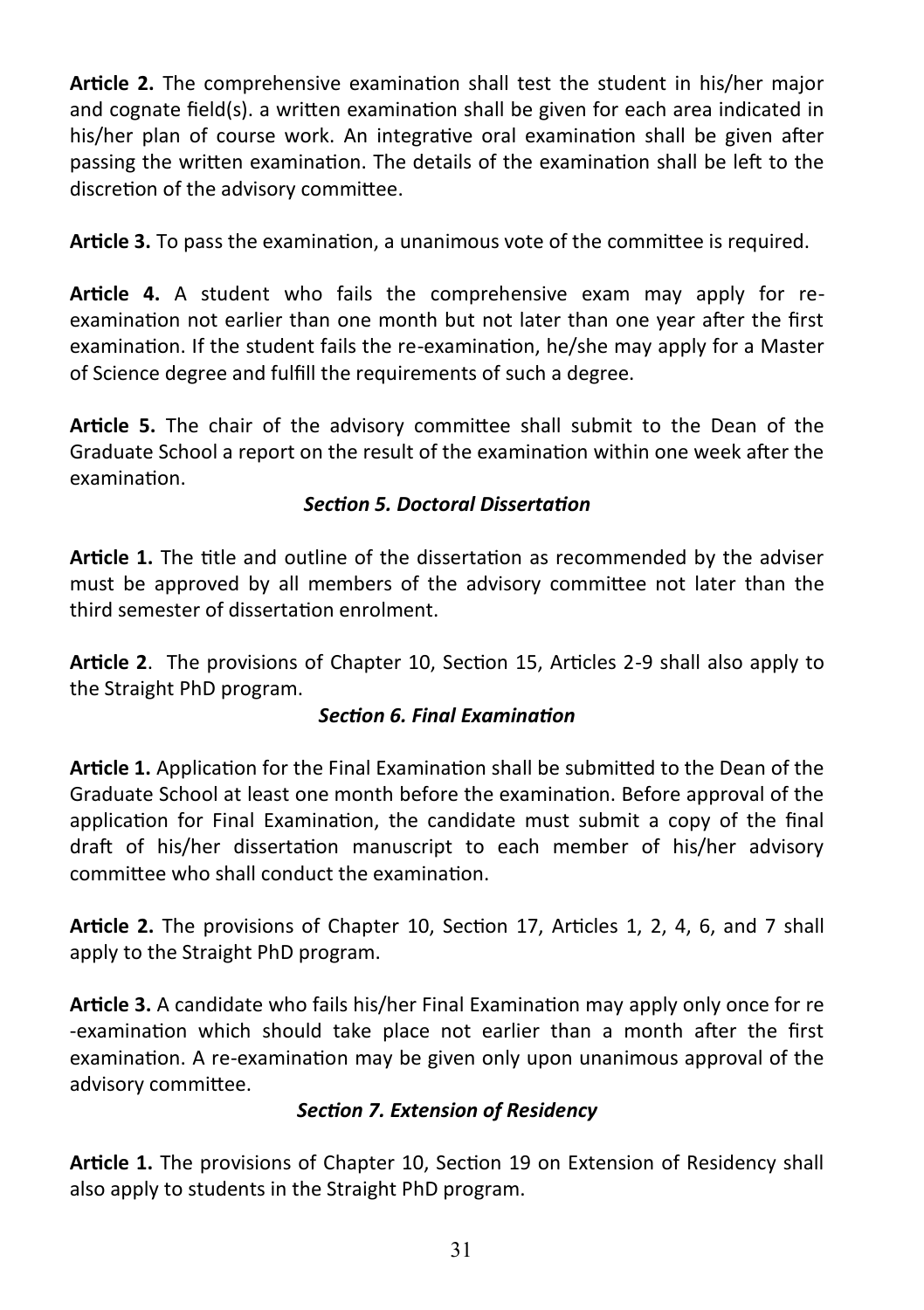**Article 2.** The comprehensive examination shall test the student in his/her major and cognate field(s). a written examination shall be given for each area indicated in his/her plan of course work. An integrative oral examination shall be given after passing the written examination. The details of the examination shall be left to the discretion of the advisory committee.

**Article 3.** To pass the examination, a unanimous vote of the committee is required.

**Article 4.** A student who fails the comprehensive exam may apply for re-examination not earlier than one month but not later than one year after the first examination. If the student fails the re-examination, he/she may apply for a Master of Science degree and fulfill the requirements of such a degree.

**Article 5.** The chair of the advisory committee shall submit to the Dean of the Graduate School a report on the result of the examination within one week after the examination.

### *Section 5. Doctoral Dissertation*

**Article 1.** The title and outline of the dissertation as recommended by the adviser must be approved by all members of the advisory committee not later than the third semester of dissertation enrolment.

**Article 2**. The provisions of Chapter 10, Section 15, Articles 2-9 shall also apply to the Straight PhD program.

### *Section 6. Final Examination*

**Article 1.** Application for the Final Examination shall be submitted to the Dean of the Graduate School at least one month before the examination. Before approval of the application for Final Examination, the candidate must submit a copy of the final draft of his/her dissertation manuscript to each member of his/her advisory committee who shall conduct the examination.

**Article 2.** The provisions of Chapter 10, Section 17, Articles 1, 2, 4, 6, and 7 shall apply to the Straight PhD program.

**Article 3.** A candidate who fails his/her Final Examination may apply only once for re-examination which should take place not earlier than a month after the first examination. A re-examination may be given only upon unanimous approval of the advisory committee.

### *Section 7. Extension of Residency*

**Article 1.** The provisions of Chapter 10, Section 19 on Extension of Residency shall also apply to students in the Straight PhD program.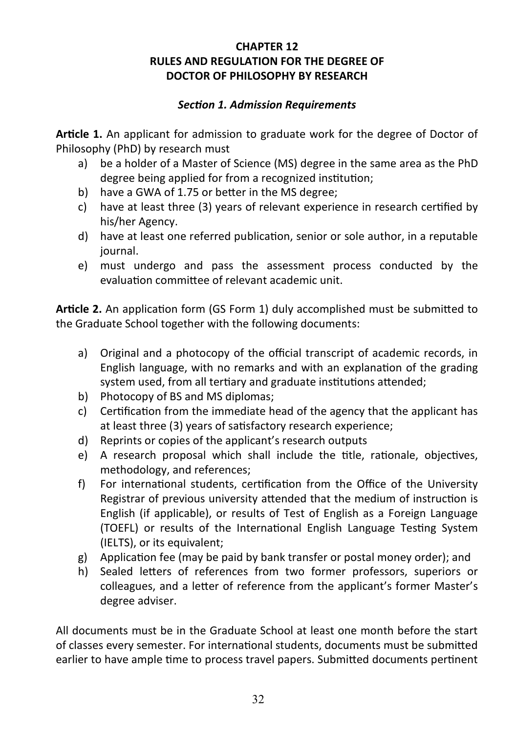# CHAPTER 12
# RULES AND REGULATION FOR THE DEGREE OF DOCTOR OF PHILOSOPHY BY RESEARCH

### *Section 1. Admission Requirements*

**Article 1.** An applicant for admission to graduate work for the degree of Doctor of Philosophy (PhD) by research must

a) be a holder of a Master of Science (MS) degree in the same area as the PhD degree being applied for from a recognized institution;
b) have a GWA of 1.75 or better in the MS degree;
c) have at least three (3) years of relevant experience in research certified by his/her Agency.
d) have at least one referred publication, senior or sole author, in a reputable journal.
e) must undergo and pass the assessment process conducted by the evaluation committee of relevant academic unit.

**Article 2.** An application form (GS Form 1) duly accomplished must be submitted to the Graduate School together with the following documents:

a) Original and a photocopy of the official transcript of academic records, in English language, with no remarks and with an explanation of the grading system used, from all tertiary and graduate institutions attended;
b) Photocopy of BS and MS diplomas;
c) Certification from the immediate head of the agency that the applicant has at least three (3) years of satisfactory research experience;
d) Reprints or copies of the applicant's research outputs
e) A research proposal which shall include the title, rationale, objectives, methodology, and references;
f) For international students, certification from the Office of the University Registrar of previous university attended that the medium of instruction is English (if applicable), or results of Test of English as a Foreign Language (TOEFL) or results of the International English Language Testing System (IELTS), or its equivalent;
g) Application fee (may be paid by bank transfer or postal money order); and
h) Sealed letters of references from two former professors, superiors or colleagues, and a letter of reference from the applicant's former Master's degree adviser.

All documents must be in the Graduate School at least one month before the start of classes every semester. For international students, documents must be submitted earlier to have ample time to process travel papers. Submitted documents pertinent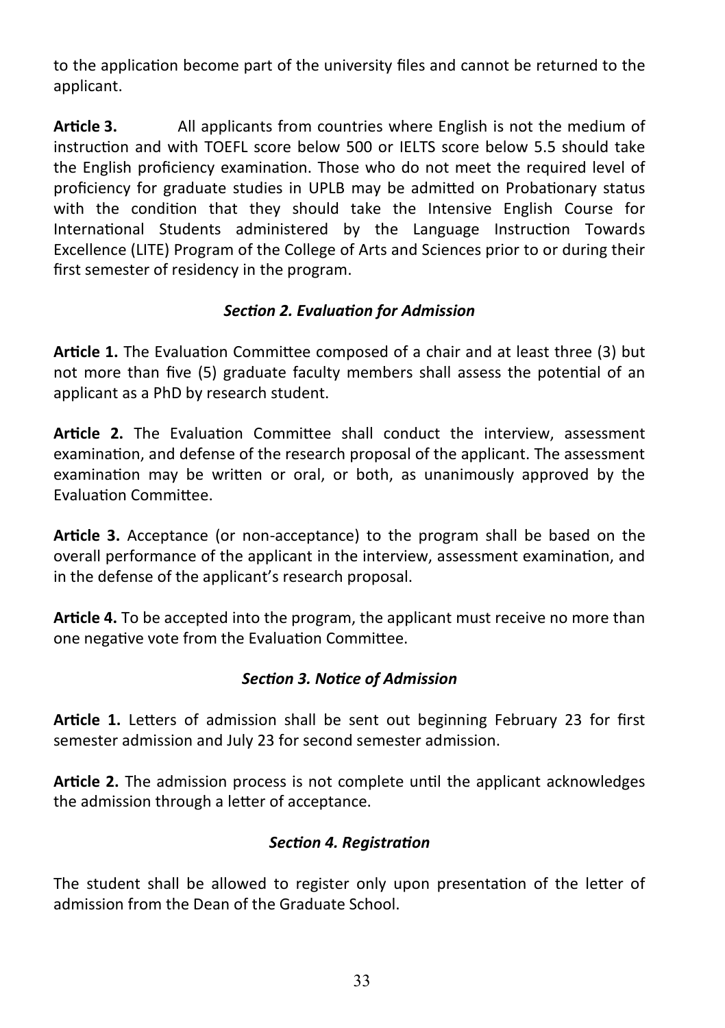to the application become part of the university files and cannot be returned to the applicant.

**Article 3.** All applicants from countries where English is not the medium of instruction and with TOEFL score below 500 or IELTS score below 5.5 should take the English proficiency examination. Those who do not meet the required level of proficiency for graduate studies in UPLB may be admitted on Probationary status with the condition that they should take the Intensive English Course for International Students administered by the Language Instruction Towards Excellence (LITE) Program of the College of Arts and Sciences prior to or during their first semester of residency in the program.

### *Section 2. Evaluation for Admission*

**Article 1.** The Evaluation Committee composed of a chair and at least three (3) but not more than five (5) graduate faculty members shall assess the potential of an applicant as a PhD by research student.

**Article 2.** The Evaluation Committee shall conduct the interview, assessment examination, and defense of the research proposal of the applicant. The assessment examination may be written or oral, or both, as unanimously approved by the Evaluation Committee.

**Article 3.** Acceptance (or non-acceptance) to the program shall be based on the overall performance of the applicant in the interview, assessment examination, and in the defense of the applicant's research proposal.

**Article 4.** To be accepted into the program, the applicant must receive no more than one negative vote from the Evaluation Committee.

### *Section 3. Notice of Admission*

**Article 1.** Letters of admission shall be sent out beginning February 23 for first semester admission and July 23 for second semester admission.

**Article 2.** The admission process is not complete until the applicant acknowledges the admission through a letter of acceptance.

### *Section 4. Registration*

The student shall be allowed to register only upon presentation of the letter of admission from the Dean of the Graduate School.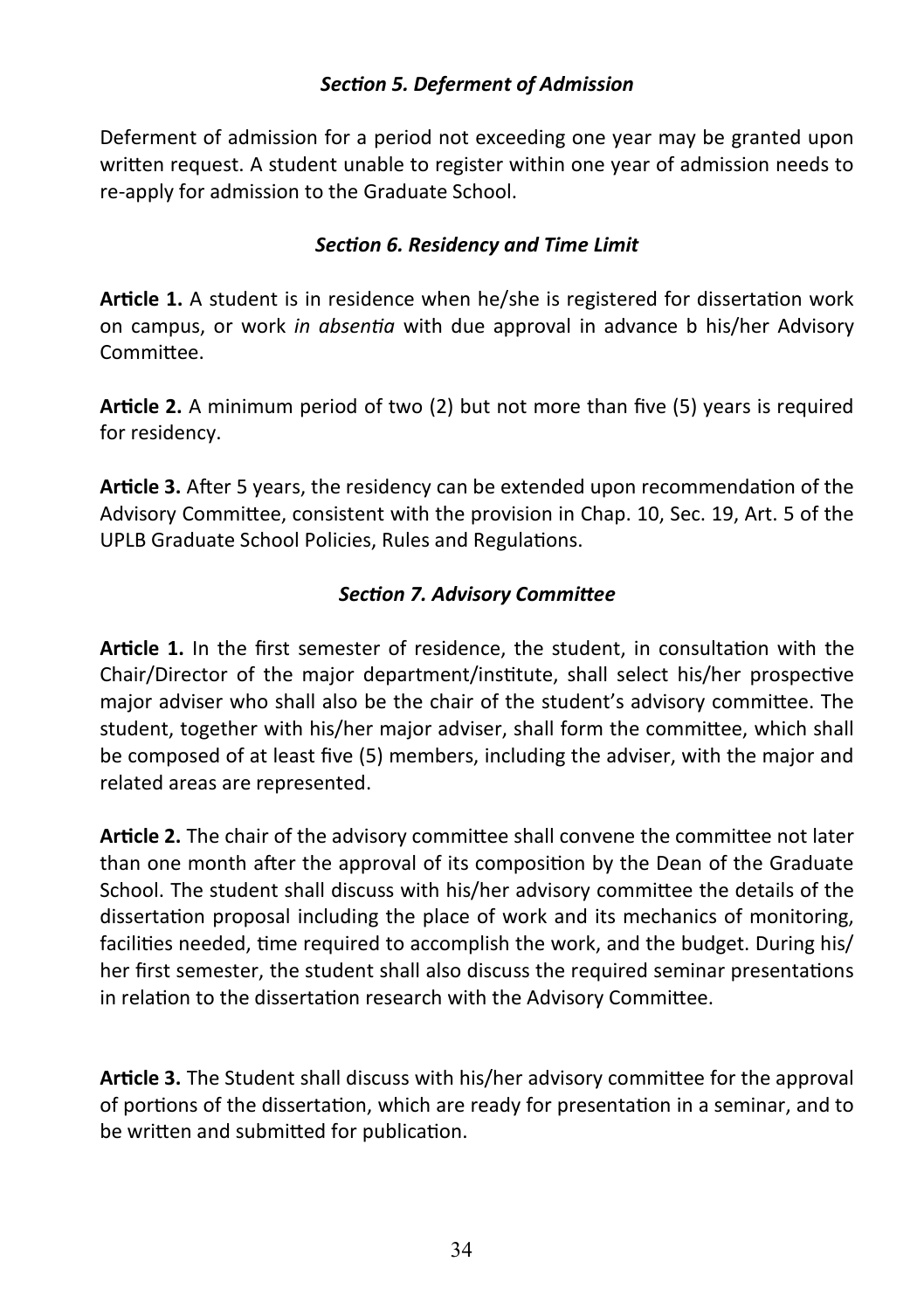### *Section 5. Deferment of Admission*

Deferment of admission for a period not exceeding one year may be granted upon written request. A student unable to register within one year of admission needs to re-apply for admission to the Graduate School.

### *Section 6. Residency and Time Limit*

**Article 1.** A student is in residence when he/she is registered for dissertation work on campus, or work *in absentia* with due approval in advance b his/her Advisory Committee.

**Article 2.** A minimum period of two (2) but not more than five (5) years is required for residency.

**Article 3.** After 5 years, the residency can be extended upon recommendation of the Advisory Committee, consistent with the provision in Chap. 10, Sec. 19, Art. 5 of the UPLB Graduate School Policies, Rules and Regulations.

### *Section 7. Advisory Committee*

**Article 1.** In the first semester of residence, the student, in consultation with the Chair/Director of the major department/institute, shall select his/her prospective major adviser who shall also be the chair of the student's advisory committee. The student, together with his/her major adviser, shall form the committee, which shall be composed of at least five (5) members, including the adviser, with the major and related areas are represented.

**Article 2.** The chair of the advisory committee shall convene the committee not later than one month after the approval of its composition by the Dean of the Graduate School. The student shall discuss with his/her advisory committee the details of the dissertation proposal including the place of work and its mechanics of monitoring, facilities needed, time required to accomplish the work, and the budget. During his/her first semester, the student shall also discuss the required seminar presentations in relation to the dissertation research with the Advisory Committee.

**Article 3.** The Student shall discuss with his/her advisory committee for the approval of portions of the dissertation, which are ready for presentation in a seminar, and to be written and submitted for publication.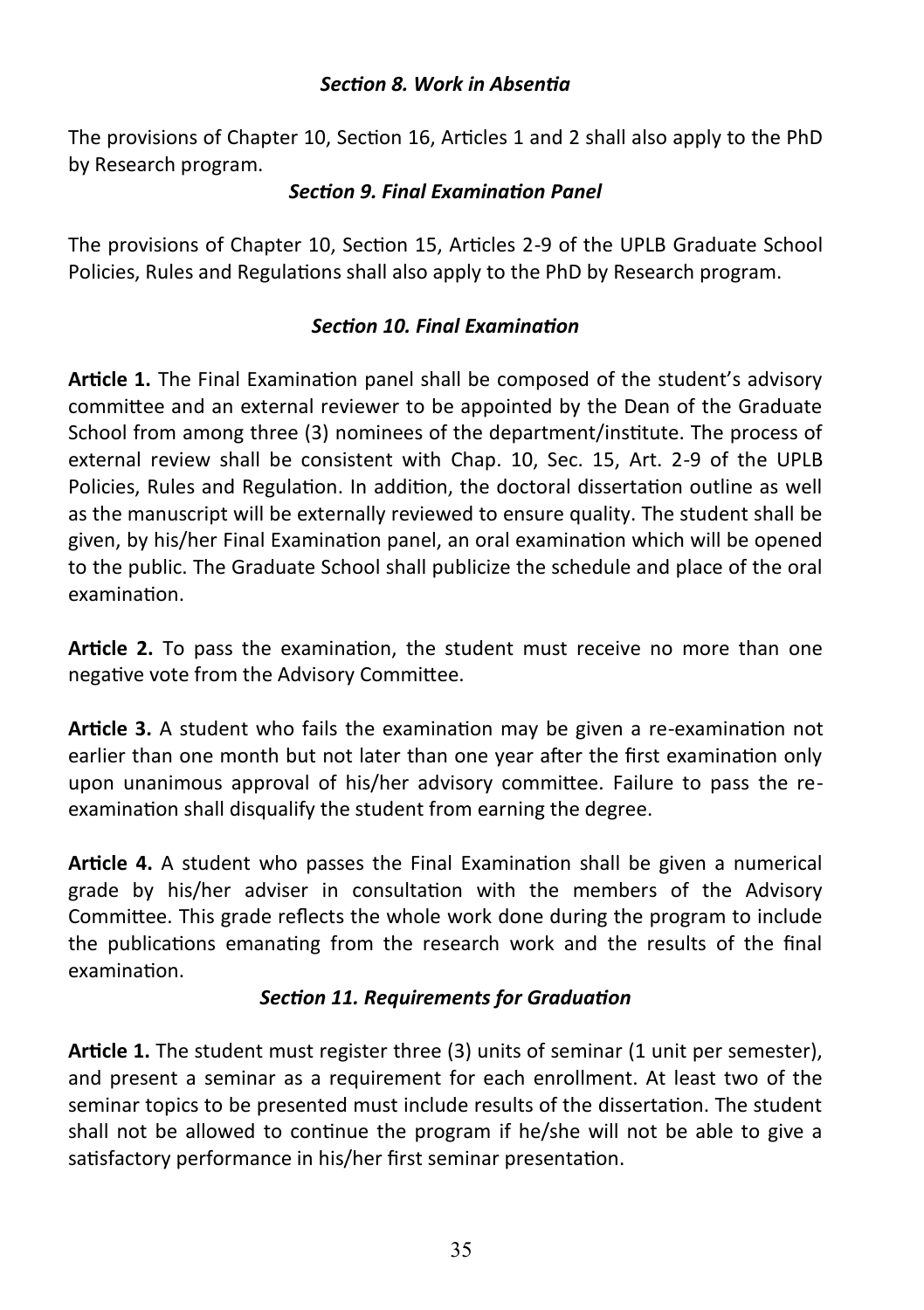### *Section 8. Work in Absentia*

The provisions of Chapter 10, Section 16, Articles 1 and 2 shall also apply to the PhD by Research program.

### *Section 9. Final Examination Panel*

The provisions of Chapter 10, Section 15, Articles 2-9 of the UPLB Graduate School Policies, Rules and Regulations shall also apply to the PhD by Research program.

### *Section 10. Final Examination*

**Article 1.** The Final Examination panel shall be composed of the student's advisory committee and an external reviewer to be appointed by the Dean of the Graduate School from among three (3) nominees of the department/institute. The process of external review shall be consistent with Chap. 10, Sec. 15, Art. 2-9 of the UPLB Policies, Rules and Regulation. In addition, the doctoral dissertation outline as well as the manuscript will be externally reviewed to ensure quality. The student shall be given, by his/her Final Examination panel, an oral examination which will be opened to the public. The Graduate School shall publicize the schedule and place of the oral examination.

**Article 2.** To pass the examination, the student must receive no more than one negative vote from the Advisory Committee.

**Article 3.** A student who fails the examination may be given a re-examination not earlier than one month but not later than one year after the first examination only upon unanimous approval of his/her advisory committee. Failure to pass the re-examination shall disqualify the student from earning the degree.

**Article 4.** A student who passes the Final Examination shall be given a numerical grade by his/her adviser in consultation with the members of the Advisory Committee. This grade reflects the whole work done during the program to include the publications emanating from the research work and the results of the final examination.

### *Section 11. Requirements for Graduation*

**Article 1.** The student must register three (3) units of seminar (1 unit per semester), and present a seminar as a requirement for each enrollment. At least two of the seminar topics to be presented must include results of the dissertation. The student shall not be allowed to continue the program if he/she will not be able to give a satisfactory performance in his/her first seminar presentation.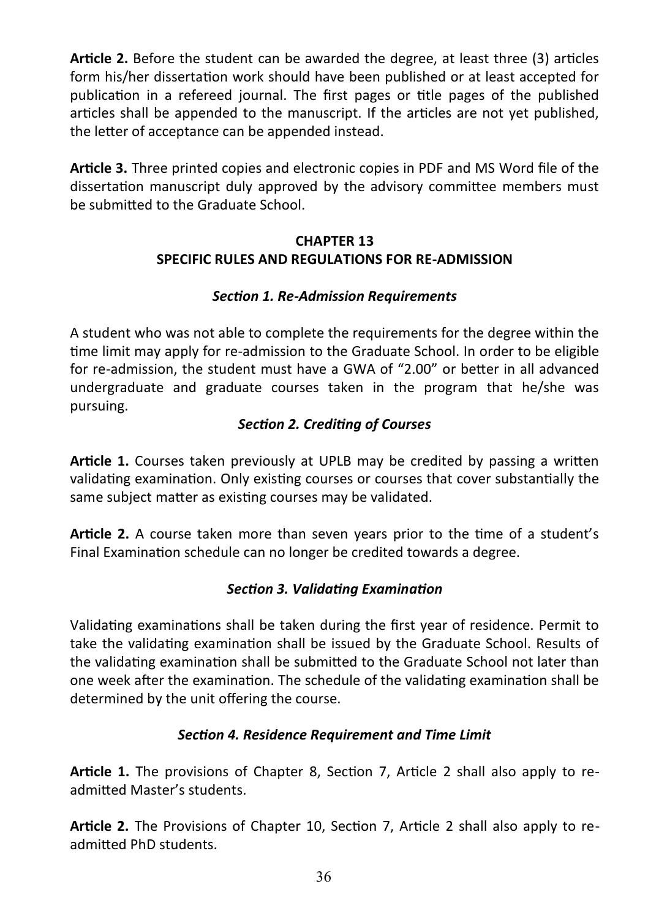**Article 2.** Before the student can be awarded the degree, at least three (3) articles form his/her dissertation work should have been published or at least accepted for publication in a refereed journal. The first pages or title pages of the published articles shall be appended to the manuscript. If the articles are not yet published, the letter of acceptance can be appended instead.

**Article 3.** Three printed copies and electronic copies in PDF and MS Word file of the dissertation manuscript duly approved by the advisory committee members must be submitted to the Graduate School.

## CHAPTER 13
## SPECIFIC RULES AND REGULATIONS FOR RE-ADMISSION

### *Section 1. Re-Admission Requirements*

A student who was not able to complete the requirements for the degree within the time limit may apply for re-admission to the Graduate School. In order to be eligible for re-admission, the student must have a GWA of "2.00" or better in all advanced undergraduate and graduate courses taken in the program that he/she was pursuing.

### *Section 2. Crediting of Courses*

**Article 1.** Courses taken previously at UPLB may be credited by passing a written validating examination. Only existing courses or courses that cover substantially the same subject matter as existing courses may be validated.

**Article 2.** A course taken more than seven years prior to the time of a student's Final Examination schedule can no longer be credited towards a degree.

### *Section 3. Validating Examination*

Validating examinations shall be taken during the first year of residence. Permit to take the validating examination shall be issued by the Graduate School. Results of the validating examination shall be submitted to the Graduate School not later than one week after the examination. The schedule of the validating examination shall be determined by the unit offering the course.

### *Section 4. Residence Requirement and Time Limit*

**Article 1.** The provisions of Chapter 8, Section 7, Article 2 shall also apply to re-admitted Master's students.

**Article 2.** The Provisions of Chapter 10, Section 7, Article 2 shall also apply to re-admitted PhD students.